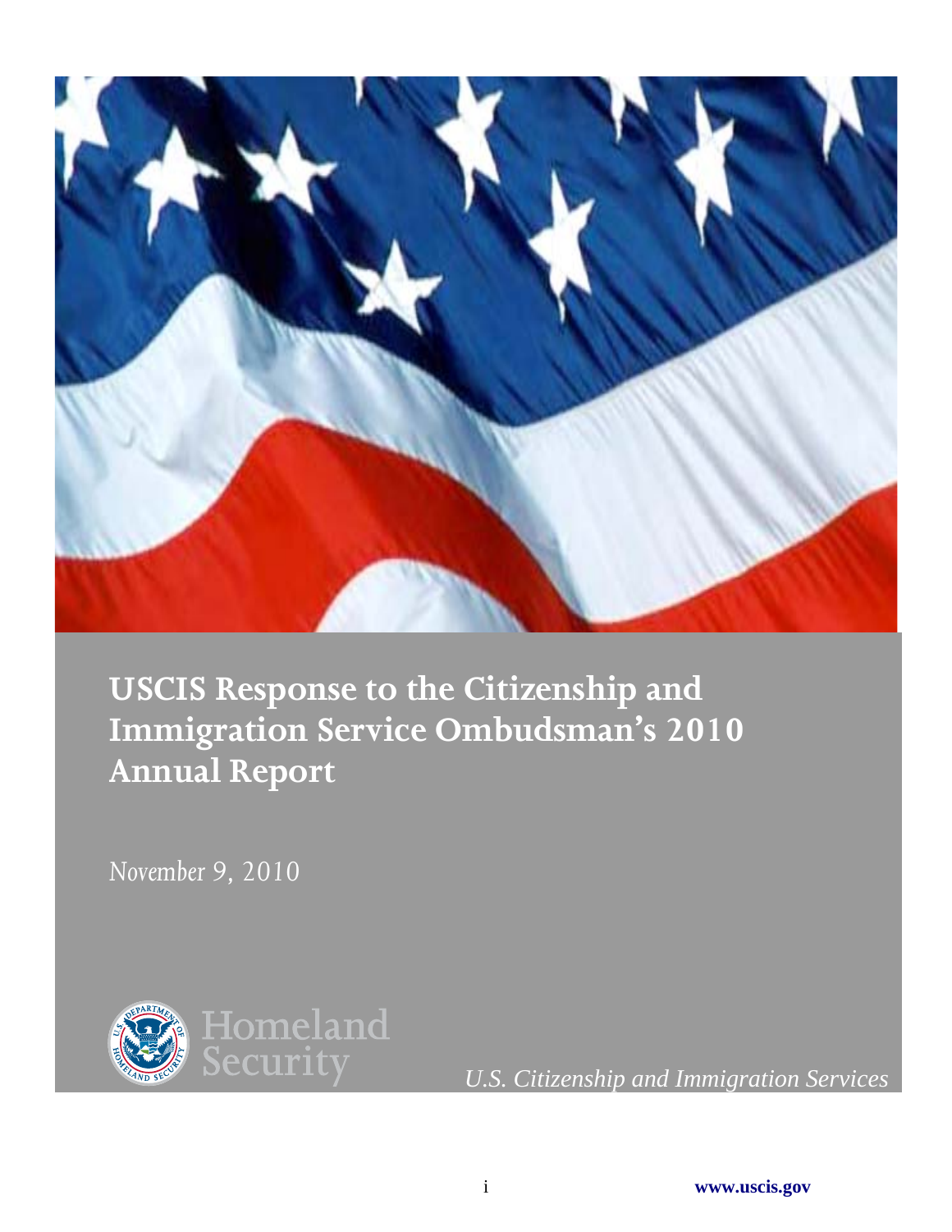# USCIS Response to the Citizenship and Immigration Service Ombudsman's 2010 Annual Report

*November 9, 2010*

Homeland Security

*U.S. Citizenship and Immigration Services*

**www.uscis.gov**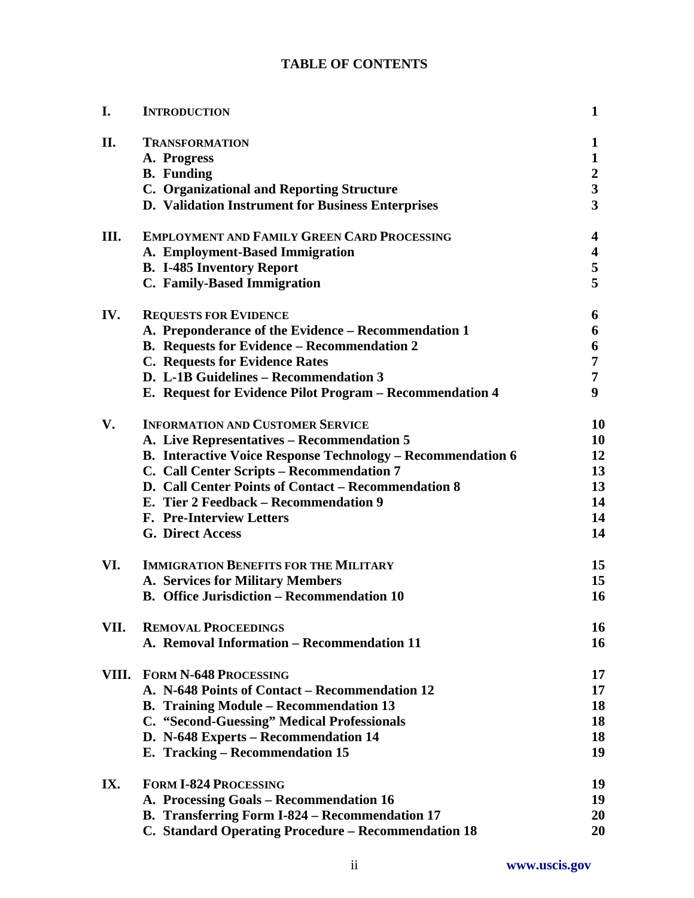# TABLE OF CONTENTS

| | | |
|---|---|---|
| **I.** | **INTRODUCTION** | **1** |
| **II.** | **TRANSFORMATION** | **1** |
| | **A. Progress** | **1** |
| | **B. Funding** | **2** |
| | **C. Organizational and Reporting Structure** | **3** |
| | **D. Validation Instrument for Business Enterprises** | **3** |
| **III.** | **EMPLOYMENT AND FAMILY GREEN CARD PROCESSING** | **4** |
| | **A. Employment-Based Immigration** | **4** |
| | **B. I-485 Inventory Report** | **5** |
| | **C. Family-Based Immigration** | **5** |
| **IV.** | **REQUESTS FOR EVIDENCE** | **6** |
| | **A. Preponderance of the Evidence – Recommendation 1** | **6** |
| | **B. Requests for Evidence – Recommendation 2** | **6** |
| | **C. Requests for Evidence Rates** | **7** |
| | **D. L-1B Guidelines – Recommendation 3** | **7** |
| | **E. Request for Evidence Pilot Program – Recommendation 4** | **9** |
| **V.** | **INFORMATION AND CUSTOMER SERVICE** | **10** |
| | **A. Live Representatives – Recommendation 5** | **10** |
| | **B. Interactive Voice Response Technology – Recommendation 6** | **12** |
| | **C. Call Center Scripts – Recommendation 7** | **13** |
| | **D. Call Center Points of Contact – Recommendation 8** | **13** |
| | **E. Tier 2 Feedback – Recommendation 9** | **14** |
| | **F. Pre-Interview Letters** | **14** |
| | **G. Direct Access** | **14** |
| **VI.** | **IMMIGRATION BENEFITS FOR THE MILITARY** | **15** |
| | **A. Services for Military Members** | **15** |
| | **B. Office Jurisdiction – Recommendation 10** | **16** |
| **VII.** | **REMOVAL PROCEEDINGS** | **16** |
| | **A. Removal Information – Recommendation 11** | **16** |
| **VIII.** | **FORM N-648 PROCESSING** | **17** |
| | **A. N-648 Points of Contact – Recommendation 12** | **17** |
| | **B. Training Module – Recommendation 13** | **18** |
| | **C. "Second-Guessing" Medical Professionals** | **18** |
| | **D. N-648 Experts – Recommendation 14** | **18** |
| | **E. Tracking – Recommendation 15** | **19** |
| **IX.** | **FORM I-824 PROCESSING** | **19** |
| | **A. Processing Goals – Recommendation 16** | **19** |
| | **B. Transferring Form I-824 – Recommendation 17** | **20** |
| | **C. Standard Operating Procedure – Recommendation 18** | **20** |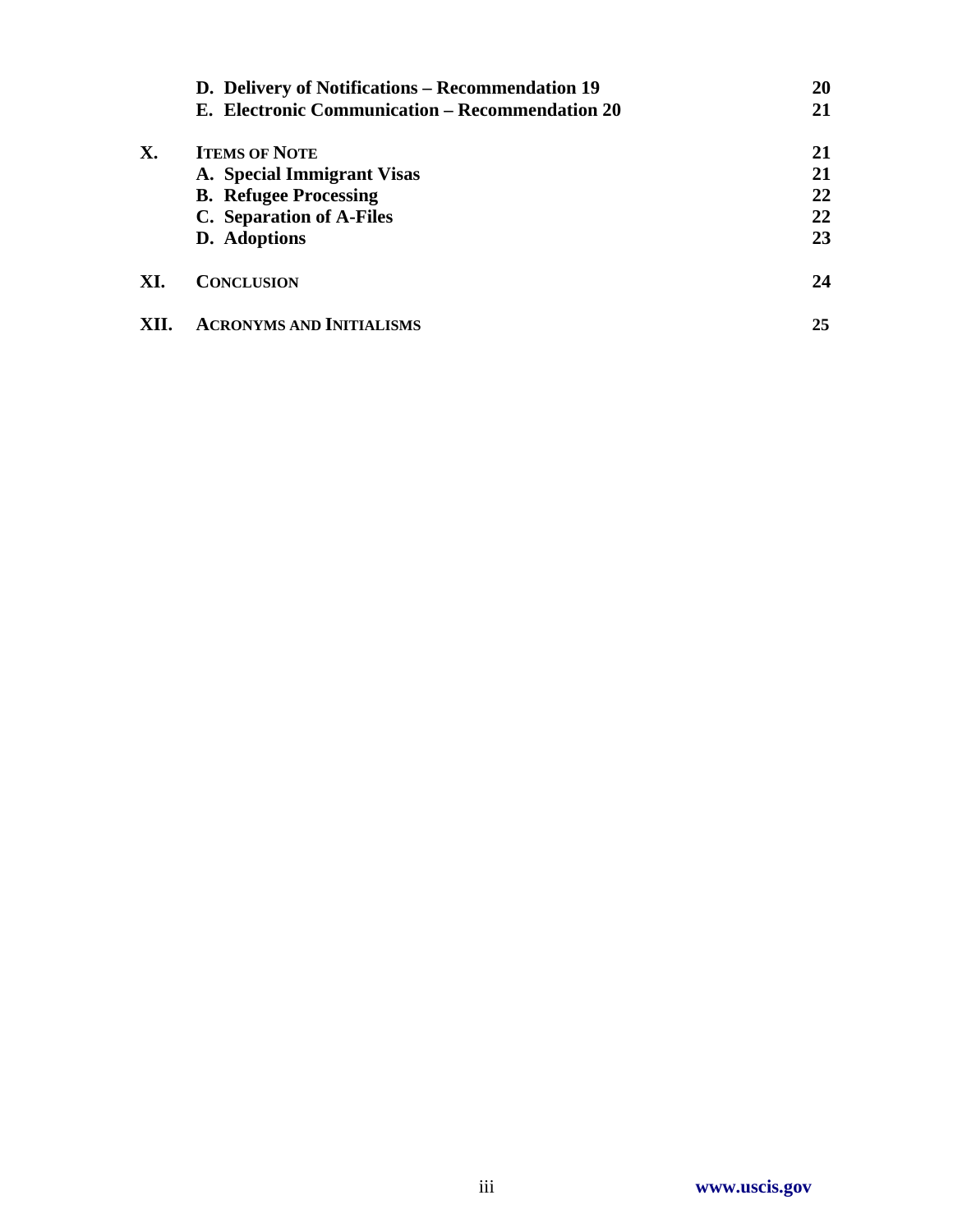| | | |
|---|---|---|
| | **D. Delivery of Notifications – Recommendation 19** | **20** |
| | **E. Electronic Communication – Recommendation 20** | **21** |
| **X.** | **ITEMS OF NOTE** | **21** |
| | **A. Special Immigrant Visas** | **21** |
| | **B. Refugee Processing** | **22** |
| | **C. Separation of A-Files** | **22** |
| | **D. Adoptions** | **23** |
| **XI.** | **CONCLUSION** | **24** |
| **XII.** | **ACRONYMS AND INITIALISMS** | **25** |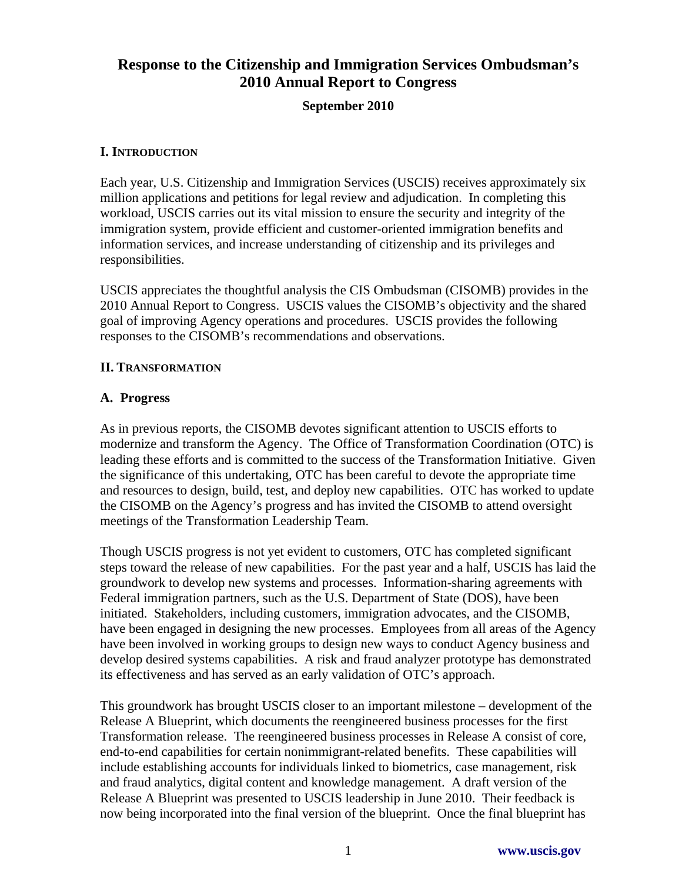# Response to the Citizenship and Immigration Services Ombudsman's 2010 Annual Report to Congress

**September 2010**

## I. Introduction

Each year, U.S. Citizenship and Immigration Services (USCIS) receives approximately six million applications and petitions for legal review and adjudication. In completing this workload, USCIS carries out its vital mission to ensure the security and integrity of the immigration system, provide efficient and customer-oriented immigration benefits and information services, and increase understanding of citizenship and its privileges and responsibilities.

USCIS appreciates the thoughtful analysis the CIS Ombudsman (CISOMB) provides in the 2010 Annual Report to Congress. USCIS values the CISOMB's objectivity and the shared goal of improving Agency operations and procedures. USCIS provides the following responses to the CISOMB's recommendations and observations.

## II. Transformation

### A. Progress

As in previous reports, the CISOMB devotes significant attention to USCIS efforts to modernize and transform the Agency. The Office of Transformation Coordination (OTC) is leading these efforts and is committed to the success of the Transformation Initiative. Given the significance of this undertaking, OTC has been careful to devote the appropriate time and resources to design, build, test, and deploy new capabilities. OTC has worked to update the CISOMB on the Agency's progress and has invited the CISOMB to attend oversight meetings of the Transformation Leadership Team.

Though USCIS progress is not yet evident to customers, OTC has completed significant steps toward the release of new capabilities. For the past year and a half, USCIS has laid the groundwork to develop new systems and processes. Information-sharing agreements with Federal immigration partners, such as the U.S. Department of State (DOS), have been initiated. Stakeholders, including customers, immigration advocates, and the CISOMB, have been engaged in designing the new processes. Employees from all areas of the Agency have been involved in working groups to design new ways to conduct Agency business and develop desired systems capabilities. A risk and fraud analyzer prototype has demonstrated its effectiveness and has served as an early validation of OTC's approach.

This groundwork has brought USCIS closer to an important milestone – development of the Release A Blueprint, which documents the reengineered business processes for the first Transformation release. The reengineered business processes in Release A consist of core, end-to-end capabilities for certain nonimmigrant-related benefits. These capabilities will include establishing accounts for individuals linked to biometrics, case management, risk and fraud analytics, digital content and knowledge management. A draft version of the Release A Blueprint was presented to USCIS leadership in June 2010. Their feedback is now being incorporated into the final version of the blueprint. Once the final blueprint has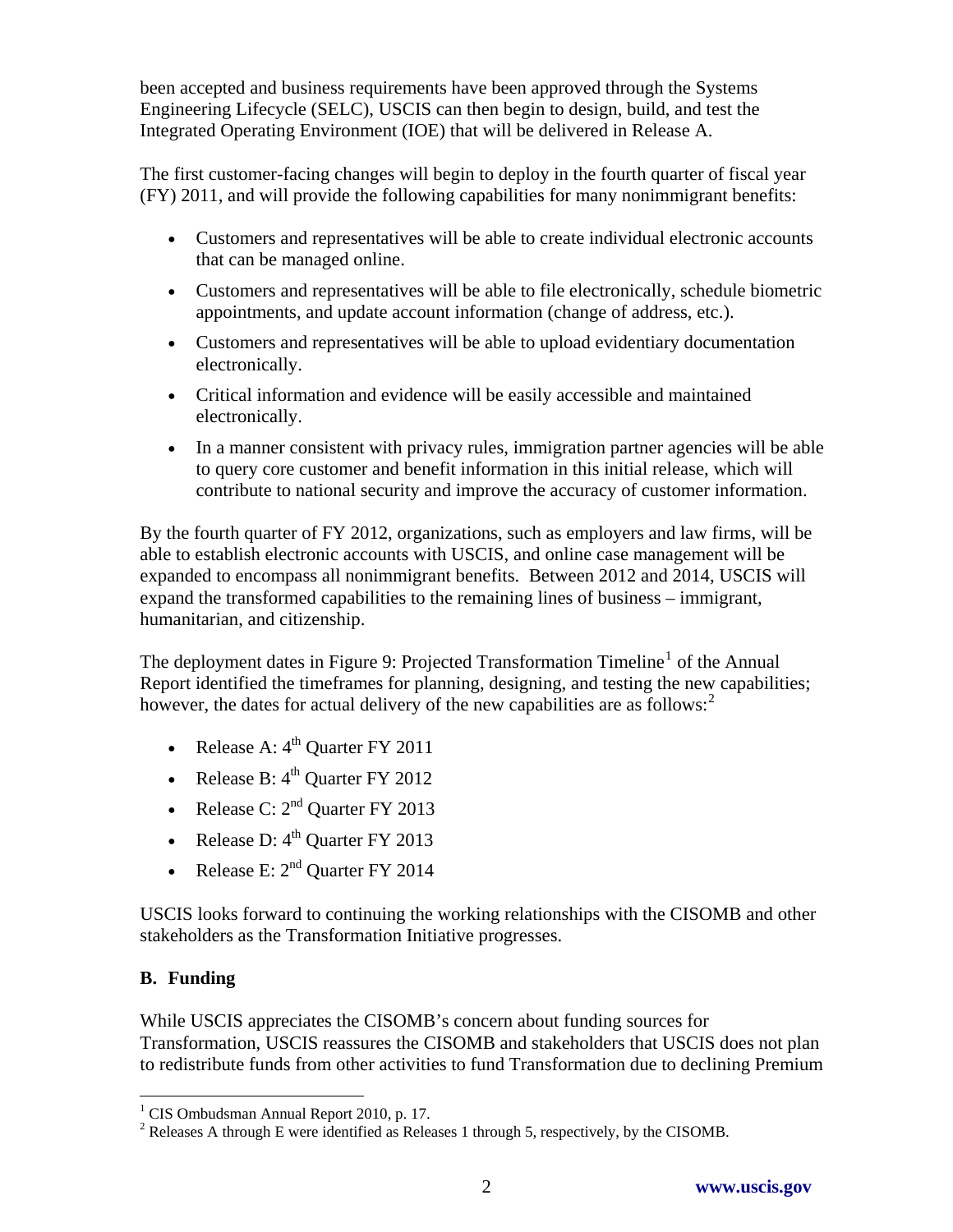been accepted and business requirements have been approved through the Systems Engineering Lifecycle (SELC), USCIS can then begin to design, build, and test the Integrated Operating Environment (IOE) that will be delivered in Release A.

The first customer-facing changes will begin to deploy in the fourth quarter of fiscal year (FY) 2011, and will provide the following capabilities for many nonimmigrant benefits:

- Customers and representatives will be able to create individual electronic accounts that can be managed online.
- Customers and representatives will be able to file electronically, schedule biometric appointments, and update account information (change of address, etc.).
- Customers and representatives will be able to upload evidentiary documentation electronically.
- Critical information and evidence will be easily accessible and maintained electronically.
- In a manner consistent with privacy rules, immigration partner agencies will be able to query core customer and benefit information in this initial release, which will contribute to national security and improve the accuracy of customer information.

By the fourth quarter of FY 2012, organizations, such as employers and law firms, will be able to establish electronic accounts with USCIS, and online case management will be expanded to encompass all nonimmigrant benefits. Between 2012 and 2014, USCIS will expand the transformed capabilities to the remaining lines of business – immigrant, humanitarian, and citizenship.

The deployment dates in Figure 9: Projected Transformation Timeline[1] of the Annual Report identified the timeframes for planning, designing, and testing the new capabilities; however, the dates for actual delivery of the new capabilities are as follows:[2]

- Release A: 4th Quarter FY 2011
- Release B: 4th Quarter FY 2012
- Release C: 2nd Quarter FY 2013
- Release D: 4th Quarter FY 2013
- Release E: 2nd Quarter FY 2014

USCIS looks forward to continuing the working relationships with the CISOMB and other stakeholders as the Transformation Initiative progresses.

**B. Funding**

While USCIS appreciates the CISOMB's concern about funding sources for Transformation, USCIS reassures the CISOMB and stakeholders that USCIS does not plan to redistribute funds from other activities to fund Transformation due to declining Premium

[1] CIS Ombudsman Annual Report 2010, p. 17.

[2] Releases A through E were identified as Releases 1 through 5, respectively, by the CISOMB.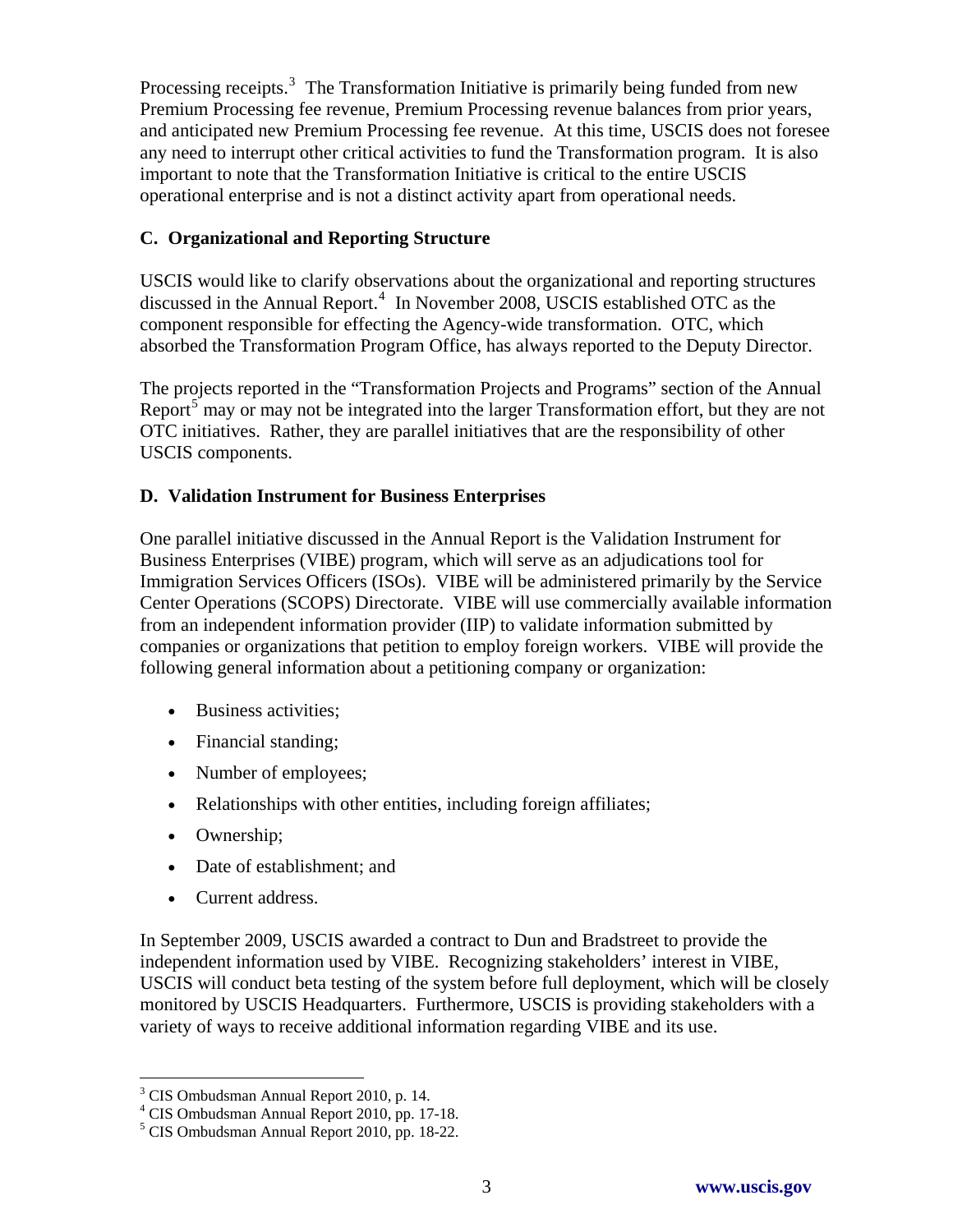Processing receipts.[3] The Transformation Initiative is primarily being funded from new Premium Processing fee revenue, Premium Processing revenue balances from prior years, and anticipated new Premium Processing fee revenue. At this time, USCIS does not foresee any need to interrupt other critical activities to fund the Transformation program. It is also important to note that the Transformation Initiative is critical to the entire USCIS operational enterprise and is not a distinct activity apart from operational needs.

### C. Organizational and Reporting Structure

USCIS would like to clarify observations about the organizational and reporting structures discussed in the Annual Report.[4] In November 2008, USCIS established OTC as the component responsible for effecting the Agency-wide transformation. OTC, which absorbed the Transformation Program Office, has always reported to the Deputy Director.

The projects reported in the "Transformation Projects and Programs" section of the Annual Report[5] may or may not be integrated into the larger Transformation effort, but they are not OTC initiatives. Rather, they are parallel initiatives that are the responsibility of other USCIS components.

### D. Validation Instrument for Business Enterprises

One parallel initiative discussed in the Annual Report is the Validation Instrument for Business Enterprises (VIBE) program, which will serve as an adjudications tool for Immigration Services Officers (ISOs). VIBE will be administered primarily by the Service Center Operations (SCOPS) Directorate. VIBE will use commercially available information from an independent information provider (IIP) to validate information submitted by companies or organizations that petition to employ foreign workers. VIBE will provide the following general information about a petitioning company or organization:

- Business activities;
- Financial standing;
- Number of employees;
- Relationships with other entities, including foreign affiliates;
- Ownership;
- Date of establishment; and
- Current address.

In September 2009, USCIS awarded a contract to Dun and Bradstreet to provide the independent information used by VIBE. Recognizing stakeholders' interest in VIBE, USCIS will conduct beta testing of the system before full deployment, which will be closely monitored by USCIS Headquarters. Furthermore, USCIS is providing stakeholders with a variety of ways to receive additional information regarding VIBE and its use.

---

[3] CIS Ombudsman Annual Report 2010, p. 14.
[4] CIS Ombudsman Annual Report 2010, pp. 17-18.
[5] CIS Ombudsman Annual Report 2010, pp. 18-22.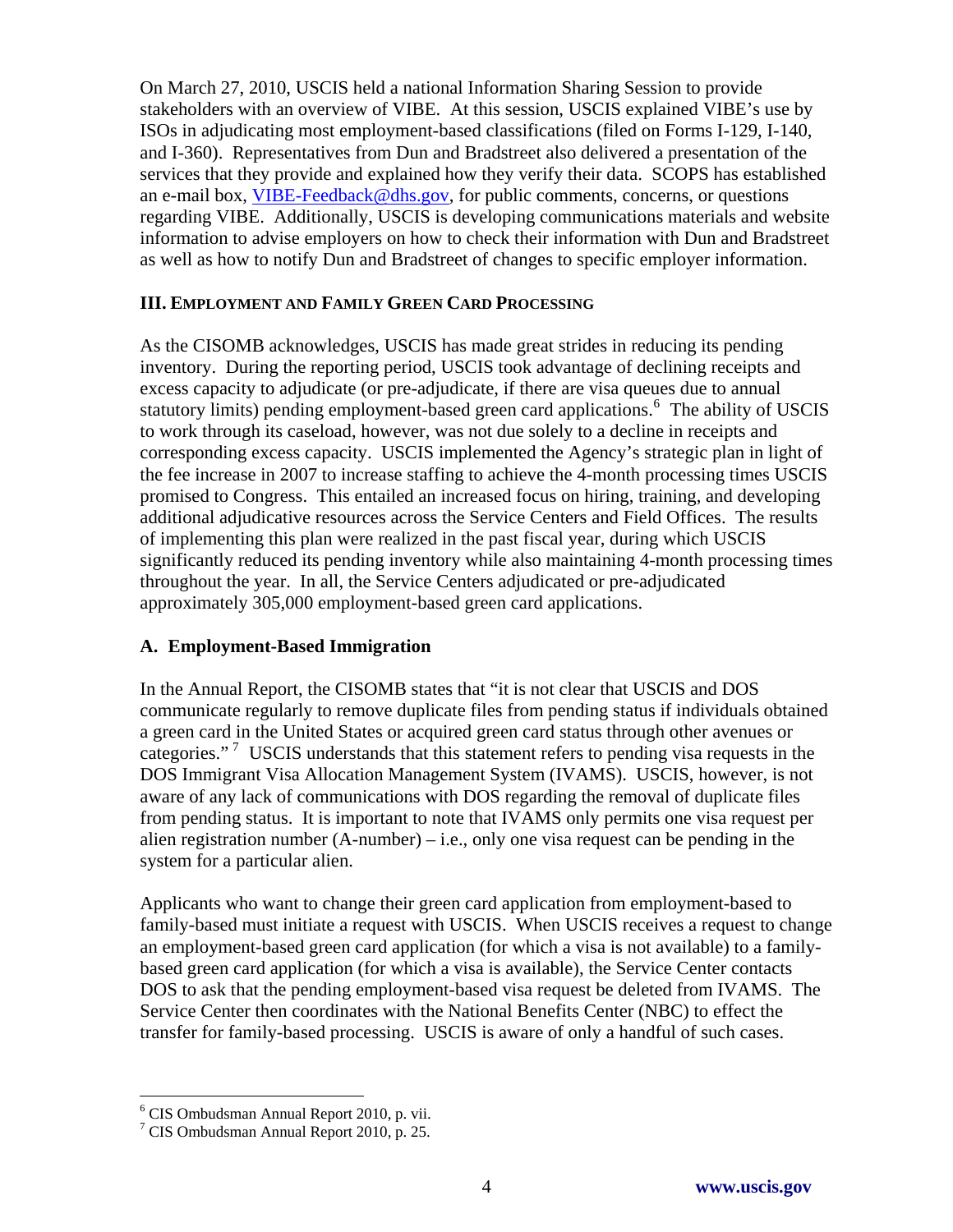On March 27, 2010, USCIS held a national Information Sharing Session to provide stakeholders with an overview of VIBE. At this session, USCIS explained VIBE's use by ISOs in adjudicating most employment-based classifications (filed on Forms I-129, I-140, and I-360). Representatives from Dun and Bradstreet also delivered a presentation of the services that they provide and explained how they verify their data. SCOPS has established an e-mail box, VIBE-Feedback@dhs.gov, for public comments, concerns, or questions regarding VIBE. Additionally, USCIS is developing communications materials and website information to advise employers on how to check their information with Dun and Bradstreet as well as how to notify Dun and Bradstreet of changes to specific employer information.

## III. EMPLOYMENT AND FAMILY GREEN CARD PROCESSING

As the CISOMB acknowledges, USCIS has made great strides in reducing its pending inventory. During the reporting period, USCIS took advantage of declining receipts and excess capacity to adjudicate (or pre-adjudicate, if there are visa queues due to annual statutory limits) pending employment-based green card applications.[6] The ability of USCIS to work through its caseload, however, was not due solely to a decline in receipts and corresponding excess capacity. USCIS implemented the Agency's strategic plan in light of the fee increase in 2007 to increase staffing to achieve the 4-month processing times USCIS promised to Congress. This entailed an increased focus on hiring, training, and developing additional adjudicative resources across the Service Centers and Field Offices. The results of implementing this plan were realized in the past fiscal year, during which USCIS significantly reduced its pending inventory while also maintaining 4-month processing times throughout the year. In all, the Service Centers adjudicated or pre-adjudicated approximately 305,000 employment-based green card applications.

### A. Employment-Based Immigration

In the Annual Report, the CISOMB states that "it is not clear that USCIS and DOS communicate regularly to remove duplicate files from pending status if individuals obtained a green card in the United States or acquired green card status through other avenues or categories."[7] USCIS understands that this statement refers to pending visa requests in the DOS Immigrant Visa Allocation Management System (IVAMS). USCIS, however, is not aware of any lack of communications with DOS regarding the removal of duplicate files from pending status. It is important to note that IVAMS only permits one visa request per alien registration number (A-number) – i.e., only one visa request can be pending in the system for a particular alien.

Applicants who want to change their green card application from employment-based to family-based must initiate a request with USCIS. When USCIS receives a request to change an employment-based green card application (for which a visa is not available) to a family-based green card application (for which a visa is available), the Service Center contacts DOS to ask that the pending employment-based visa request be deleted from IVAMS. The Service Center then coordinates with the National Benefits Center (NBC) to effect the transfer for family-based processing. USCIS is aware of only a handful of such cases.

---

[6] CIS Ombudsman Annual Report 2010, p. vii.

[7] CIS Ombudsman Annual Report 2010, p. 25.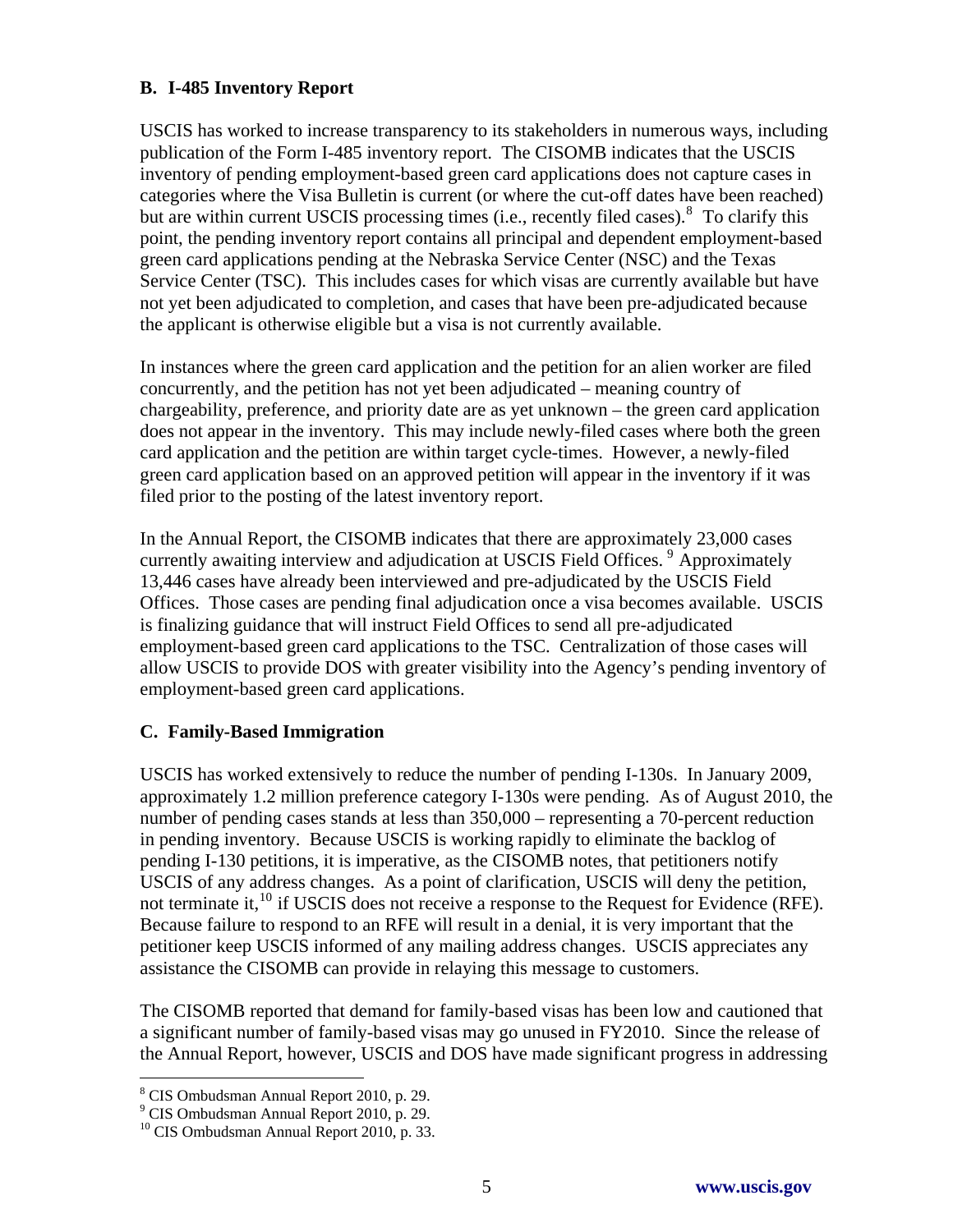### B. I-485 Inventory Report

USCIS has worked to increase transparency to its stakeholders in numerous ways, including publication of the Form I-485 inventory report. The CISOMB indicates that the USCIS inventory of pending employment-based green card applications does not capture cases in categories where the Visa Bulletin is current (or where the cut-off dates have been reached) but are within current USCIS processing times (i.e., recently filed cases).[8] To clarify this point, the pending inventory report contains all principal and dependent employment-based green card applications pending at the Nebraska Service Center (NSC) and the Texas Service Center (TSC). This includes cases for which visas are currently available but have not yet been adjudicated to completion, and cases that have been pre-adjudicated because the applicant is otherwise eligible but a visa is not currently available.

In instances where the green card application and the petition for an alien worker are filed concurrently, and the petition has not yet been adjudicated – meaning country of chargeability, preference, and priority date are as yet unknown – the green card application does not appear in the inventory. This may include newly-filed cases where both the green card application and the petition are within target cycle-times. However, a newly-filed green card application based on an approved petition will appear in the inventory if it was filed prior to the posting of the latest inventory report.

In the Annual Report, the CISOMB indicates that there are approximately 23,000 cases currently awaiting interview and adjudication at USCIS Field Offices.[9] Approximately 13,446 cases have already been interviewed and pre-adjudicated by the USCIS Field Offices. Those cases are pending final adjudication once a visa becomes available. USCIS is finalizing guidance that will instruct Field Offices to send all pre-adjudicated employment-based green card applications to the TSC. Centralization of those cases will allow USCIS to provide DOS with greater visibility into the Agency's pending inventory of employment-based green card applications.

### C. Family-Based Immigration

USCIS has worked extensively to reduce the number of pending I-130s. In January 2009, approximately 1.2 million preference category I-130s were pending. As of August 2010, the number of pending cases stands at less than 350,000 – representing a 70-percent reduction in pending inventory. Because USCIS is working rapidly to eliminate the backlog of pending I-130 petitions, it is imperative, as the CISOMB notes, that petitioners notify USCIS of any address changes. As a point of clarification, USCIS will deny the petition, not terminate it,[10] if USCIS does not receive a response to the Request for Evidence (RFE). Because failure to respond to an RFE will result in a denial, it is very important that the petitioner keep USCIS informed of any mailing address changes. USCIS appreciates any assistance the CISOMB can provide in relaying this message to customers.

The CISOMB reported that demand for family-based visas has been low and cautioned that a significant number of family-based visas may go unused in FY2010. Since the release of the Annual Report, however, USCIS and DOS have made significant progress in addressing

---

[8] CIS Ombudsman Annual Report 2010, p. 29.

[9] CIS Ombudsman Annual Report 2010, p. 29.

[10] CIS Ombudsman Annual Report 2010, p. 33.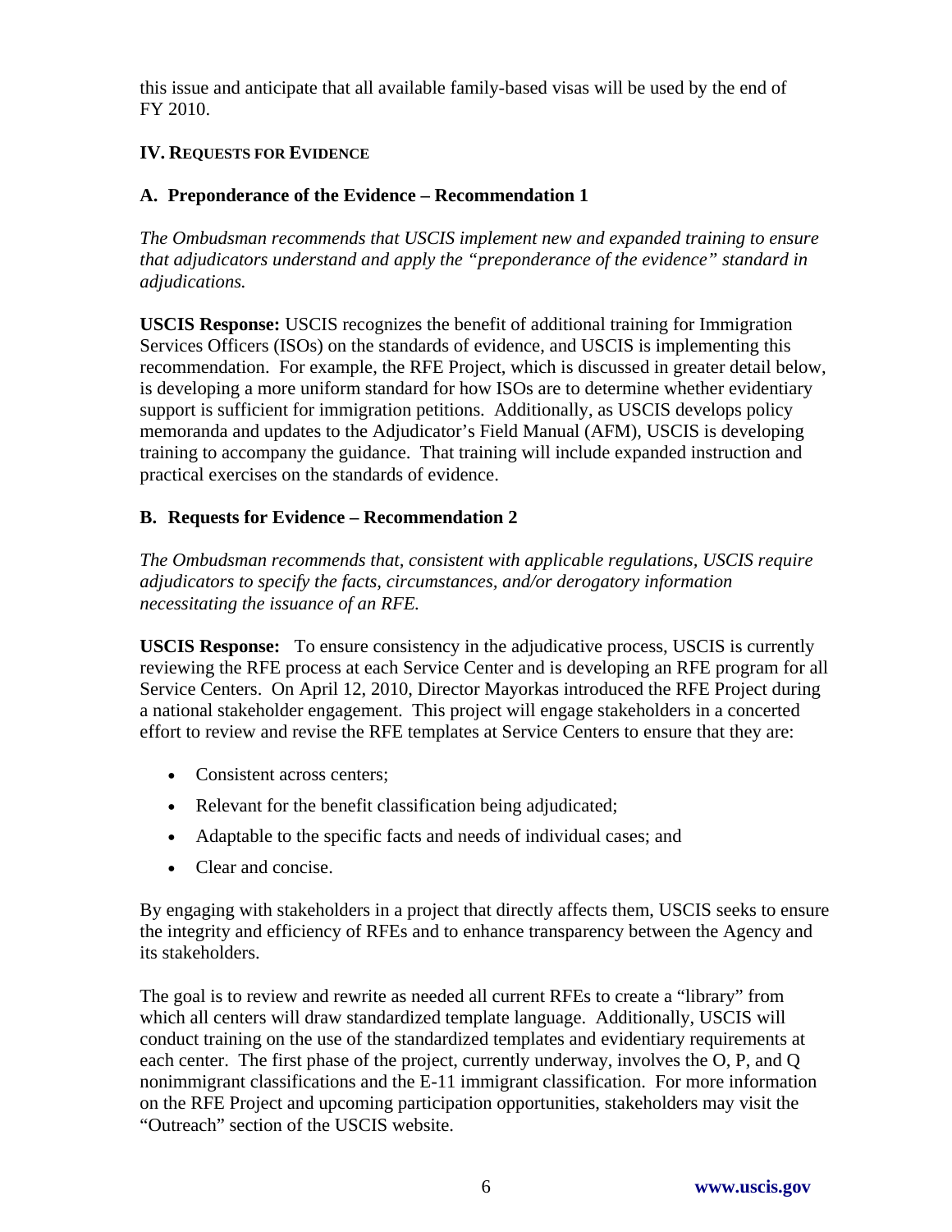this issue and anticipate that all available family-based visas will be used by the end of FY 2010.

## IV. Requests for Evidence

### A. Preponderance of the Evidence – Recommendation 1

*The Ombudsman recommends that USCIS implement new and expanded training to ensure that adjudicators understand and apply the "preponderance of the evidence" standard in adjudications.*

**USCIS Response:** USCIS recognizes the benefit of additional training for Immigration Services Officers (ISOs) on the standards of evidence, and USCIS is implementing this recommendation. For example, the RFE Project, which is discussed in greater detail below, is developing a more uniform standard for how ISOs are to determine whether evidentiary support is sufficient for immigration petitions. Additionally, as USCIS develops policy memoranda and updates to the Adjudicator's Field Manual (AFM), USCIS is developing training to accompany the guidance. That training will include expanded instruction and practical exercises on the standards of evidence.

### B. Requests for Evidence – Recommendation 2

*The Ombudsman recommends that, consistent with applicable regulations, USCIS require adjudicators to specify the facts, circumstances, and/or derogatory information necessitating the issuance of an RFE.*

**USCIS Response:** To ensure consistency in the adjudicative process, USCIS is currently reviewing the RFE process at each Service Center and is developing an RFE program for all Service Centers. On April 12, 2010, Director Mayorkas introduced the RFE Project during a national stakeholder engagement. This project will engage stakeholders in a concerted effort to review and revise the RFE templates at Service Centers to ensure that they are:

- Consistent across centers;
- Relevant for the benefit classification being adjudicated;
- Adaptable to the specific facts and needs of individual cases; and
- Clear and concise.

By engaging with stakeholders in a project that directly affects them, USCIS seeks to ensure the integrity and efficiency of RFEs and to enhance transparency between the Agency and its stakeholders.

The goal is to review and rewrite as needed all current RFEs to create a "library" from which all centers will draw standardized template language. Additionally, USCIS will conduct training on the use of the standardized templates and evidentiary requirements at each center. The first phase of the project, currently underway, involves the O, P, and Q nonimmigrant classifications and the E-11 immigrant classification. For more information on the RFE Project and upcoming participation opportunities, stakeholders may visit the "Outreach" section of the USCIS website.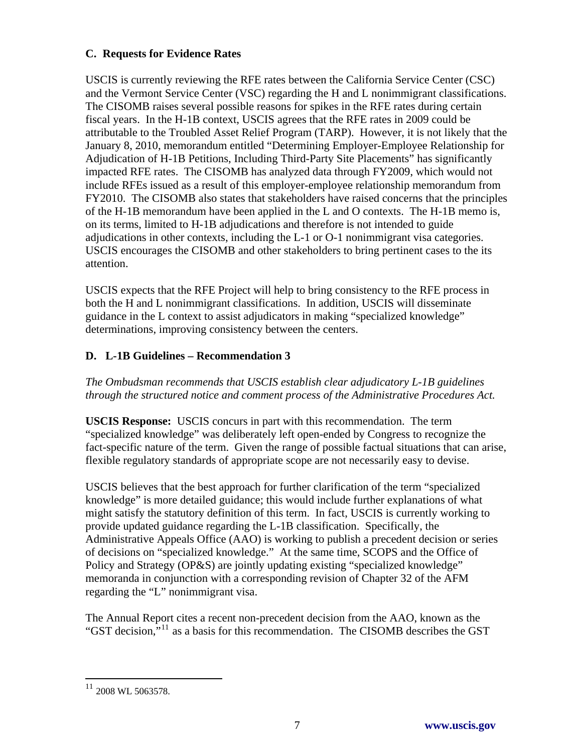### C. Requests for Evidence Rates

USCIS is currently reviewing the RFE rates between the California Service Center (CSC) and the Vermont Service Center (VSC) regarding the H and L nonimmigrant classifications. The CISOMB raises several possible reasons for spikes in the RFE rates during certain fiscal years. In the H-1B context, USCIS agrees that the RFE rates in 2009 could be attributable to the Troubled Asset Relief Program (TARP). However, it is not likely that the January 8, 2010, memorandum entitled "Determining Employer-Employee Relationship for Adjudication of H-1B Petitions, Including Third-Party Site Placements" has significantly impacted RFE rates. The CISOMB has analyzed data through FY2009, which would not include RFEs issued as a result of this employer-employee relationship memorandum from FY2010. The CISOMB also states that stakeholders have raised concerns that the principles of the H-1B memorandum have been applied in the L and O contexts. The H-1B memo is, on its terms, limited to H-1B adjudications and therefore is not intended to guide adjudications in other contexts, including the L-1 or O-1 nonimmigrant visa categories. USCIS encourages the CISOMB and other stakeholders to bring pertinent cases to the its attention.

USCIS expects that the RFE Project will help to bring consistency to the RFE process in both the H and L nonimmigrant classifications. In addition, USCIS will disseminate guidance in the L context to assist adjudicators in making "specialized knowledge" determinations, improving consistency between the centers.

### D. L-1B Guidelines – Recommendation 3

*The Ombudsman recommends that USCIS establish clear adjudicatory L-1B guidelines through the structured notice and comment process of the Administrative Procedures Act.*

**USCIS Response:** USCIS concurs in part with this recommendation. The term "specialized knowledge" was deliberately left open-ended by Congress to recognize the fact-specific nature of the term. Given the range of possible factual situations that can arise, flexible regulatory standards of appropriate scope are not necessarily easy to devise.

USCIS believes that the best approach for further clarification of the term "specialized knowledge" is more detailed guidance; this would include further explanations of what might satisfy the statutory definition of this term. In fact, USCIS is currently working to provide updated guidance regarding the L-1B classification. Specifically, the Administrative Appeals Office (AAO) is working to publish a precedent decision or series of decisions on "specialized knowledge." At the same time, SCOPS and the Office of Policy and Strategy (OP&S) are jointly updating existing "specialized knowledge" memoranda in conjunction with a corresponding revision of Chapter 32 of the AFM regarding the "L" nonimmigrant visa.

The Annual Report cites a recent non-precedent decision from the AAO, known as the "GST decision,"[11] as a basis for this recommendation. The CISOMB describes the GST

[11] 2008 WL 5063578.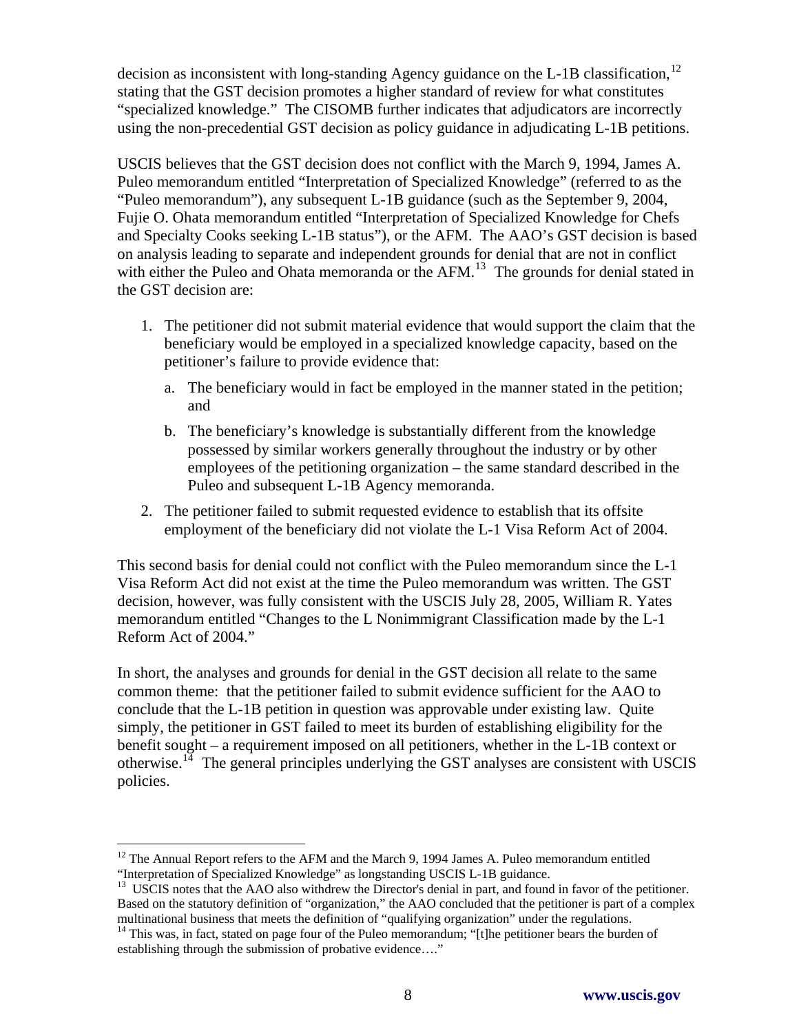decision as inconsistent with long-standing Agency guidance on the L-1B classification,[12] stating that the GST decision promotes a higher standard of review for what constitutes "specialized knowledge." The CISOMB further indicates that adjudicators are incorrectly using the non-precedential GST decision as policy guidance in adjudicating L-1B petitions.

USCIS believes that the GST decision does not conflict with the March 9, 1994, James A. Puleo memorandum entitled "Interpretation of Specialized Knowledge" (referred to as the "Puleo memorandum"), any subsequent L-1B guidance (such as the September 9, 2004, Fujie O. Ohata memorandum entitled "Interpretation of Specialized Knowledge for Chefs and Specialty Cooks seeking L-1B status"), or the AFM. The AAO's GST decision is based on analysis leading to separate and independent grounds for denial that are not in conflict with either the Puleo and Ohata memoranda or the AFM.[13] The grounds for denial stated in the GST decision are:

1. The petitioner did not submit material evidence that would support the claim that the beneficiary would be employed in a specialized knowledge capacity, based on the petitioner's failure to provide evidence that:
   a. The beneficiary would in fact be employed in the manner stated in the petition; and
   b. The beneficiary's knowledge is substantially different from the knowledge possessed by similar workers generally throughout the industry or by other employees of the petitioning organization – the same standard described in the Puleo and subsequent L-1B Agency memoranda.
2. The petitioner failed to submit requested evidence to establish that its offsite employment of the beneficiary did not violate the L-1 Visa Reform Act of 2004.

This second basis for denial could not conflict with the Puleo memorandum since the L-1 Visa Reform Act did not exist at the time the Puleo memorandum was written. The GST decision, however, was fully consistent with the USCIS July 28, 2005, William R. Yates memorandum entitled "Changes to the L Nonimmigrant Classification made by the L-1 Reform Act of 2004."

In short, the analyses and grounds for denial in the GST decision all relate to the same common theme: that the petitioner failed to submit evidence sufficient for the AAO to conclude that the L-1B petition in question was approvable under existing law. Quite simply, the petitioner in GST failed to meet its burden of establishing eligibility for the benefit sought – a requirement imposed on all petitioners, whether in the L-1B context or otherwise.[14] The general principles underlying the GST analyses are consistent with USCIS policies.

---

[12] The Annual Report refers to the AFM and the March 9, 1994 James A. Puleo memorandum entitled "Interpretation of Specialized Knowledge" as longstanding USCIS L-1B guidance.

[13] USCIS notes that the AAO also withdrew the Director's denial in part, and found in favor of the petitioner. Based on the statutory definition of "organization," the AAO concluded that the petitioner is part of a complex multinational business that meets the definition of "qualifying organization" under the regulations.

[14] This was, in fact, stated on page four of the Puleo memorandum; "[t]he petitioner bears the burden of establishing through the submission of probative evidence…."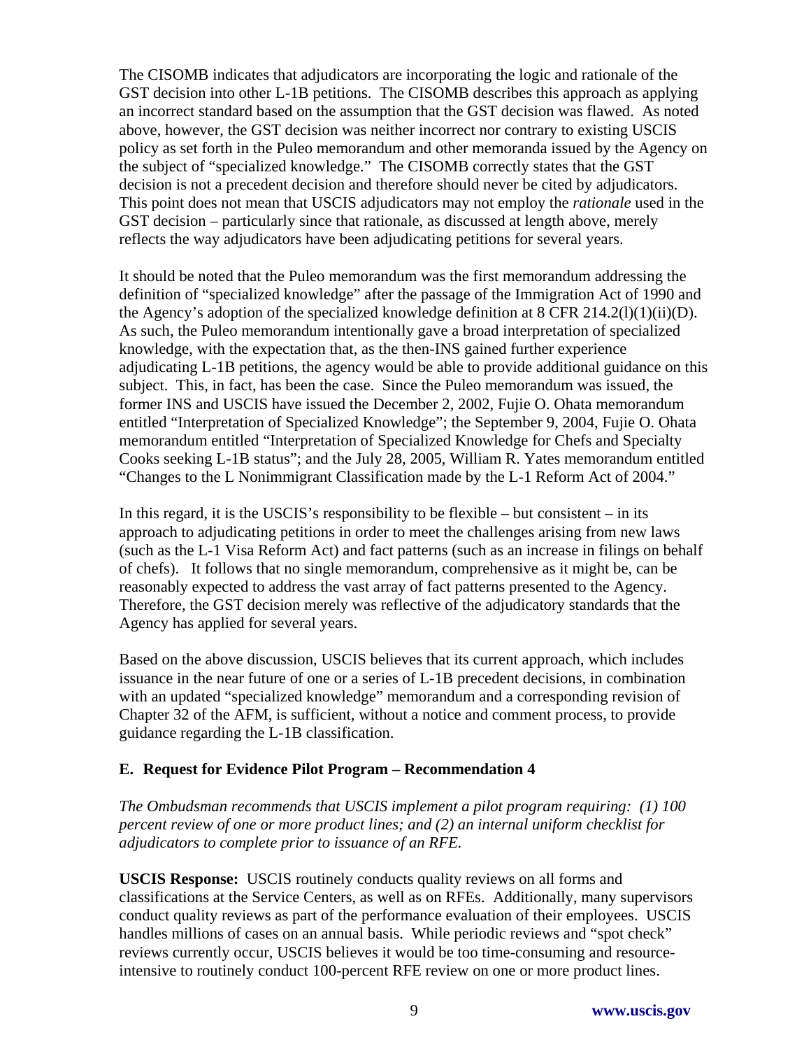The CISOMB indicates that adjudicators are incorporating the logic and rationale of the GST decision into other L-1B petitions. The CISOMB describes this approach as applying an incorrect standard based on the assumption that the GST decision was flawed. As noted above, however, the GST decision was neither incorrect nor contrary to existing USCIS policy as set forth in the Puleo memorandum and other memoranda issued by the Agency on the subject of "specialized knowledge." The CISOMB correctly states that the GST decision is not a precedent decision and therefore should never be cited by adjudicators. This point does not mean that USCIS adjudicators may not employ the *rationale* used in the GST decision – particularly since that rationale, as discussed at length above, merely reflects the way adjudicators have been adjudicating petitions for several years.

It should be noted that the Puleo memorandum was the first memorandum addressing the definition of "specialized knowledge" after the passage of the Immigration Act of 1990 and the Agency's adoption of the specialized knowledge definition at 8 CFR 214.2(l)(1)(ii)(D). As such, the Puleo memorandum intentionally gave a broad interpretation of specialized knowledge, with the expectation that, as the then-INS gained further experience adjudicating L-1B petitions, the agency would be able to provide additional guidance on this subject. This, in fact, has been the case. Since the Puleo memorandum was issued, the former INS and USCIS have issued the December 2, 2002, Fujie O. Ohata memorandum entitled "Interpretation of Specialized Knowledge"; the September 9, 2004, Fujie O. Ohata memorandum entitled "Interpretation of Specialized Knowledge for Chefs and Specialty Cooks seeking L-1B status"; and the July 28, 2005, William R. Yates memorandum entitled "Changes to the L Nonimmigrant Classification made by the L-1 Reform Act of 2004."

In this regard, it is the USCIS's responsibility to be flexible – but consistent – in its approach to adjudicating petitions in order to meet the challenges arising from new laws (such as the L-1 Visa Reform Act) and fact patterns (such as an increase in filings on behalf of chefs). It follows that no single memorandum, comprehensive as it might be, can be reasonably expected to address the vast array of fact patterns presented to the Agency. Therefore, the GST decision merely was reflective of the adjudicatory standards that the Agency has applied for several years.

Based on the above discussion, USCIS believes that its current approach, which includes issuance in the near future of one or a series of L-1B precedent decisions, in combination with an updated "specialized knowledge" memorandum and a corresponding revision of Chapter 32 of the AFM, is sufficient, without a notice and comment process, to provide guidance regarding the L-1B classification.

### E. Request for Evidence Pilot Program – Recommendation 4

*The Ombudsman recommends that USCIS implement a pilot program requiring: (1) 100 percent review of one or more product lines; and (2) an internal uniform checklist for adjudicators to complete prior to issuance of an RFE.*

**USCIS Response:** USCIS routinely conducts quality reviews on all forms and classifications at the Service Centers, as well as on RFEs. Additionally, many supervisors conduct quality reviews as part of the performance evaluation of their employees. USCIS handles millions of cases on an annual basis. While periodic reviews and "spot check" reviews currently occur, USCIS believes it would be too time-consuming and resource-intensive to routinely conduct 100-percent RFE review on one or more product lines.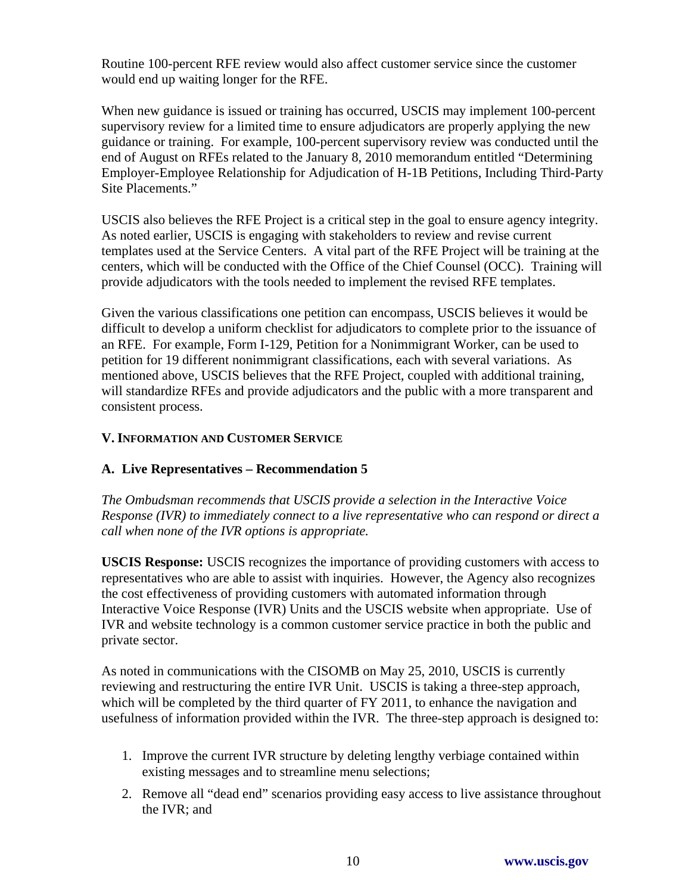Routine 100-percent RFE review would also affect customer service since the customer would end up waiting longer for the RFE.

When new guidance is issued or training has occurred, USCIS may implement 100-percent supervisory review for a limited time to ensure adjudicators are properly applying the new guidance or training. For example, 100-percent supervisory review was conducted until the end of August on RFEs related to the January 8, 2010 memorandum entitled "Determining Employer-Employee Relationship for Adjudication of H-1B Petitions, Including Third-Party Site Placements."

USCIS also believes the RFE Project is a critical step in the goal to ensure agency integrity. As noted earlier, USCIS is engaging with stakeholders to review and revise current templates used at the Service Centers. A vital part of the RFE Project will be training at the centers, which will be conducted with the Office of the Chief Counsel (OCC). Training will provide adjudicators with the tools needed to implement the revised RFE templates.

Given the various classifications one petition can encompass, USCIS believes it would be difficult to develop a uniform checklist for adjudicators to complete prior to the issuance of an RFE. For example, Form I-129, Petition for a Nonimmigrant Worker, can be used to petition for 19 different nonimmigrant classifications, each with several variations. As mentioned above, USCIS believes that the RFE Project, coupled with additional training, will standardize RFEs and provide adjudicators and the public with a more transparent and consistent process.

## V. Information and Customer Service

### A. Live Representatives – Recommendation 5

*The Ombudsman recommends that USCIS provide a selection in the Interactive Voice Response (IVR) to immediately connect to a live representative who can respond or direct a call when none of the IVR options is appropriate.*

**USCIS Response:** USCIS recognizes the importance of providing customers with access to representatives who are able to assist with inquiries. However, the Agency also recognizes the cost effectiveness of providing customers with automated information through Interactive Voice Response (IVR) Units and the USCIS website when appropriate. Use of IVR and website technology is a common customer service practice in both the public and private sector.

As noted in communications with the CISOMB on May 25, 2010, USCIS is currently reviewing and restructuring the entire IVR Unit. USCIS is taking a three-step approach, which will be completed by the third quarter of FY 2011, to enhance the navigation and usefulness of information provided within the IVR. The three-step approach is designed to:

1. Improve the current IVR structure by deleting lengthy verbiage contained within existing messages and to streamline menu selections;
2. Remove all "dead end" scenarios providing easy access to live assistance throughout the IVR; and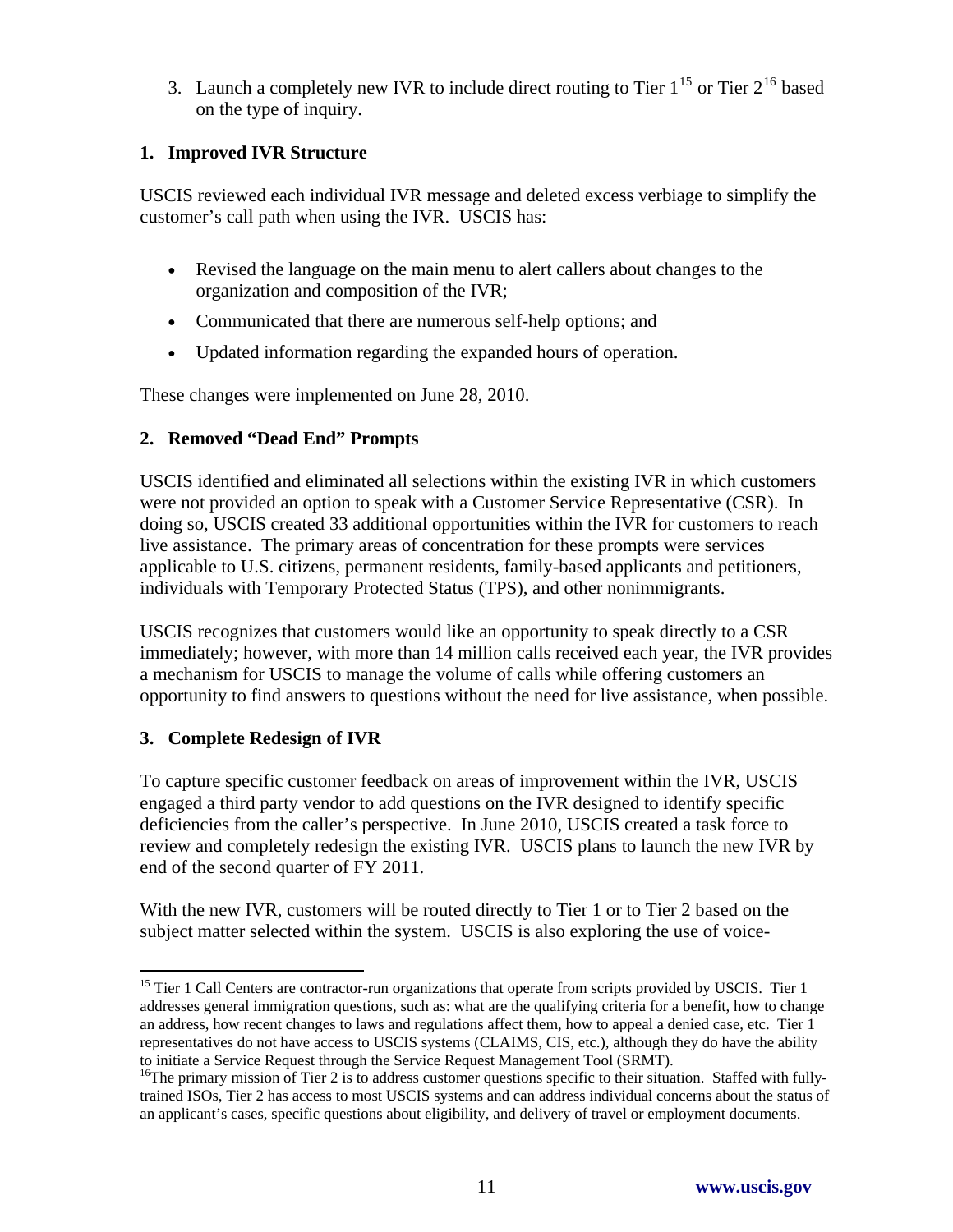3. Launch a completely new IVR to include direct routing to Tier 1[15] or Tier 2[16] based on the type of inquiry.

**1. Improved IVR Structure**

USCIS reviewed each individual IVR message and deleted excess verbiage to simplify the customer's call path when using the IVR. USCIS has:

- Revised the language on the main menu to alert callers about changes to the organization and composition of the IVR;
- Communicated that there are numerous self-help options; and
- Updated information regarding the expanded hours of operation.

These changes were implemented on June 28, 2010.

**2. Removed "Dead End" Prompts**

USCIS identified and eliminated all selections within the existing IVR in which customers were not provided an option to speak with a Customer Service Representative (CSR). In doing so, USCIS created 33 additional opportunities within the IVR for customers to reach live assistance. The primary areas of concentration for these prompts were services applicable to U.S. citizens, permanent residents, family-based applicants and petitioners, individuals with Temporary Protected Status (TPS), and other nonimmigrants.

USCIS recognizes that customers would like an opportunity to speak directly to a CSR immediately; however, with more than 14 million calls received each year, the IVR provides a mechanism for USCIS to manage the volume of calls while offering customers an opportunity to find answers to questions without the need for live assistance, when possible.

**3. Complete Redesign of IVR**

To capture specific customer feedback on areas of improvement within the IVR, USCIS engaged a third party vendor to add questions on the IVR designed to identify specific deficiencies from the caller's perspective. In June 2010, USCIS created a task force to review and completely redesign the existing IVR. USCIS plans to launch the new IVR by end of the second quarter of FY 2011.

With the new IVR, customers will be routed directly to Tier 1 or to Tier 2 based on the subject matter selected within the system. USCIS is also exploring the use of voice-

[15] Tier 1 Call Centers are contractor-run organizations that operate from scripts provided by USCIS. Tier 1 addresses general immigration questions, such as: what are the qualifying criteria for a benefit, how to change an address, how recent changes to laws and regulations affect them, how to appeal a denied case, etc. Tier 1 representatives do not have access to USCIS systems (CLAIMS, CIS, etc.), although they do have the ability to initiate a Service Request through the Service Request Management Tool (SRMT).

[16] The primary mission of Tier 2 is to address customer questions specific to their situation. Staffed with fully-trained ISOs, Tier 2 has access to most USCIS systems and can address individual concerns about the status of an applicant's cases, specific questions about eligibility, and delivery of travel or employment documents.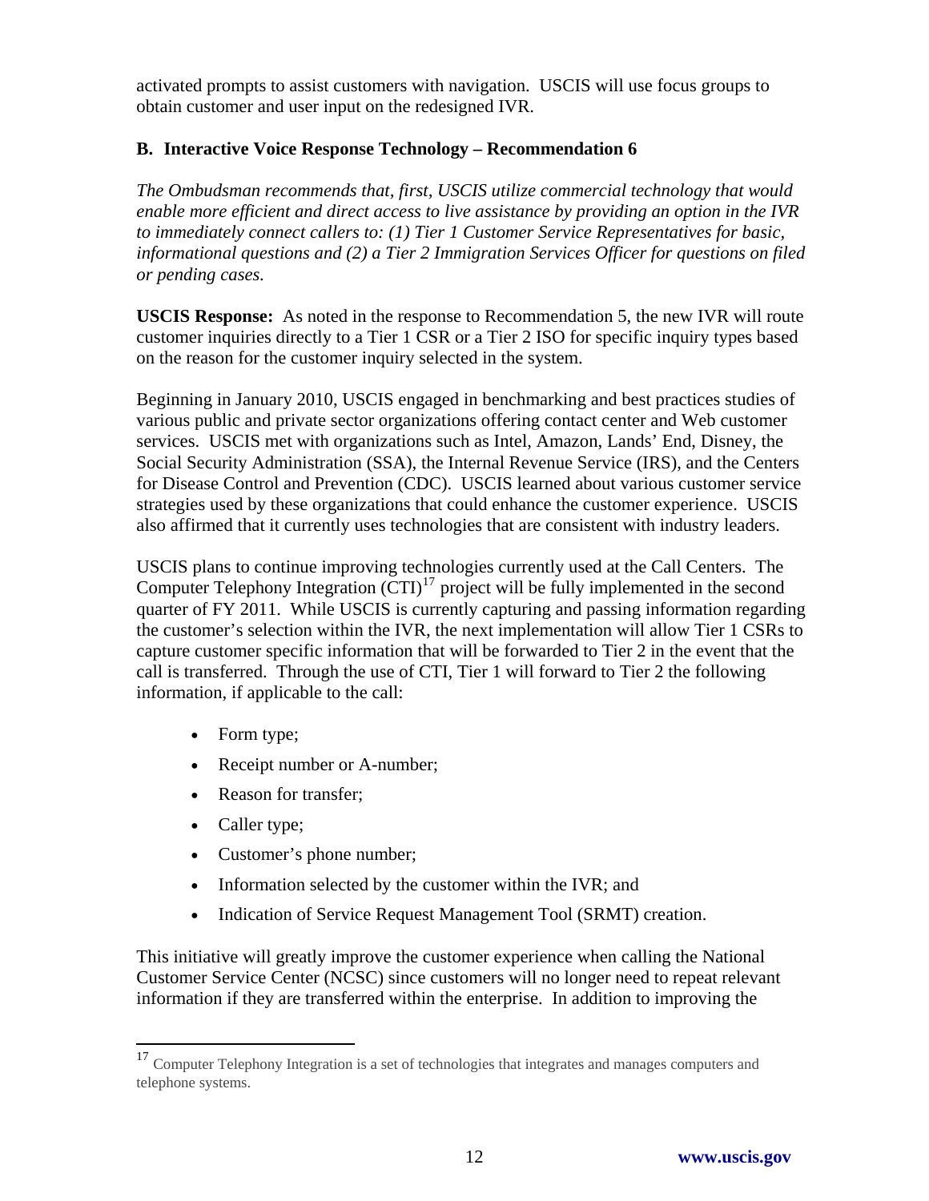activated prompts to assist customers with navigation. USCIS will use focus groups to obtain customer and user input on the redesigned IVR.

### B. Interactive Voice Response Technology – Recommendation 6

*The Ombudsman recommends that, first, USCIS utilize commercial technology that would enable more efficient and direct access to live assistance by providing an option in the IVR to immediately connect callers to: (1) Tier 1 Customer Service Representatives for basic, informational questions and (2) a Tier 2 Immigration Services Officer for questions on filed or pending cases.*

**USCIS Response:** As noted in the response to Recommendation 5, the new IVR will route customer inquiries directly to a Tier 1 CSR or a Tier 2 ISO for specific inquiry types based on the reason for the customer inquiry selected in the system.

Beginning in January 2010, USCIS engaged in benchmarking and best practices studies of various public and private sector organizations offering contact center and Web customer services. USCIS met with organizations such as Intel, Amazon, Lands' End, Disney, the Social Security Administration (SSA), the Internal Revenue Service (IRS), and the Centers for Disease Control and Prevention (CDC). USCIS learned about various customer service strategies used by these organizations that could enhance the customer experience. USCIS also affirmed that it currently uses technologies that are consistent with industry leaders.

USCIS plans to continue improving technologies currently used at the Call Centers. The Computer Telephony Integration (CTI)[17] project will be fully implemented in the second quarter of FY 2011. While USCIS is currently capturing and passing information regarding the customer's selection within the IVR, the next implementation will allow Tier 1 CSRs to capture customer specific information that will be forwarded to Tier 2 in the event that the call is transferred. Through the use of CTI, Tier 1 will forward to Tier 2 the following information, if applicable to the call:

- Form type;
- Receipt number or A-number;
- Reason for transfer;
- Caller type;
- Customer's phone number;
- Information selected by the customer within the IVR; and
- Indication of Service Request Management Tool (SRMT) creation.

This initiative will greatly improve the customer experience when calling the National Customer Service Center (NCSC) since customers will no longer need to repeat relevant information if they are transferred within the enterprise. In addition to improving the

[17] Computer Telephony Integration is a set of technologies that integrates and manages computers and telephone systems.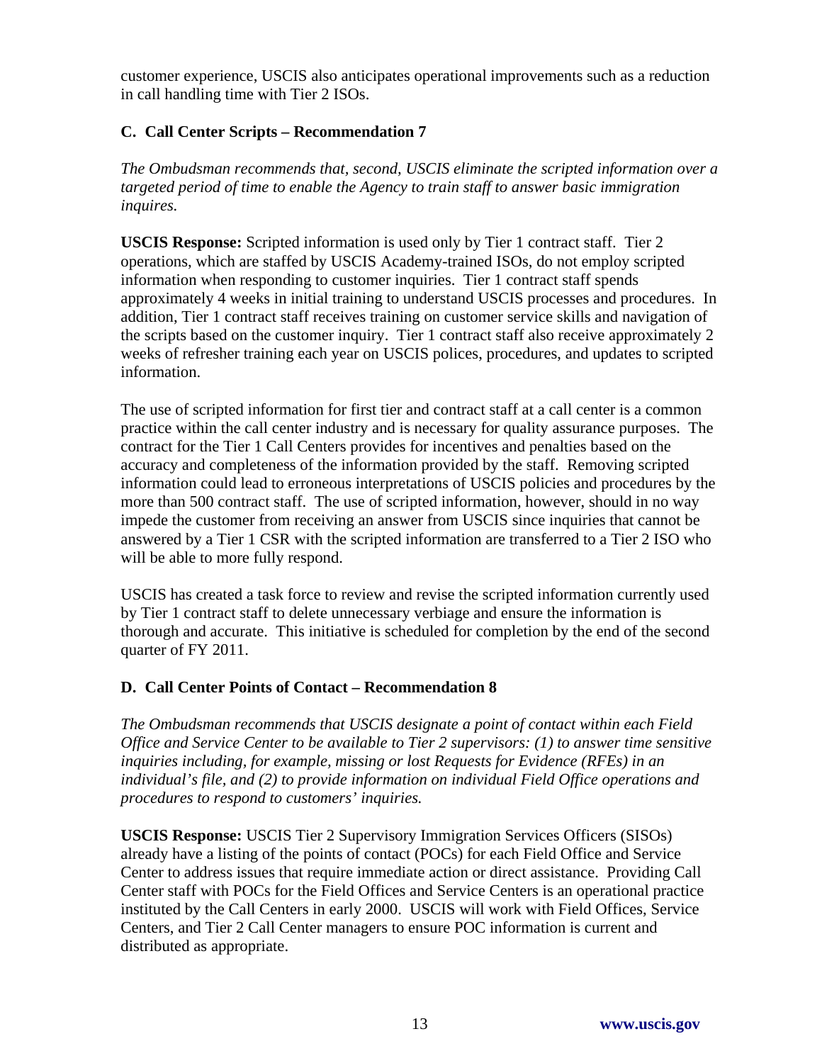customer experience, USCIS also anticipates operational improvements such as a reduction in call handling time with Tier 2 ISOs.

### C. Call Center Scripts – Recommendation 7

*The Ombudsman recommends that, second, USCIS eliminate the scripted information over a targeted period of time to enable the Agency to train staff to answer basic immigration inquires.*

**USCIS Response:** Scripted information is used only by Tier 1 contract staff. Tier 2 operations, which are staffed by USCIS Academy-trained ISOs, do not employ scripted information when responding to customer inquiries. Tier 1 contract staff spends approximately 4 weeks in initial training to understand USCIS processes and procedures. In addition, Tier 1 contract staff receives training on customer service skills and navigation of the scripts based on the customer inquiry. Tier 1 contract staff also receive approximately 2 weeks of refresher training each year on USCIS polices, procedures, and updates to scripted information.

The use of scripted information for first tier and contract staff at a call center is a common practice within the call center industry and is necessary for quality assurance purposes. The contract for the Tier 1 Call Centers provides for incentives and penalties based on the accuracy and completeness of the information provided by the staff. Removing scripted information could lead to erroneous interpretations of USCIS policies and procedures by the more than 500 contract staff. The use of scripted information, however, should in no way impede the customer from receiving an answer from USCIS since inquiries that cannot be answered by a Tier 1 CSR with the scripted information are transferred to a Tier 2 ISO who will be able to more fully respond.

USCIS has created a task force to review and revise the scripted information currently used by Tier 1 contract staff to delete unnecessary verbiage and ensure the information is thorough and accurate. This initiative is scheduled for completion by the end of the second quarter of FY 2011.

### D. Call Center Points of Contact – Recommendation 8

*The Ombudsman recommends that USCIS designate a point of contact within each Field Office and Service Center to be available to Tier 2 supervisors: (1) to answer time sensitive inquiries including, for example, missing or lost Requests for Evidence (RFEs) in an individual's file, and (2) to provide information on individual Field Office operations and procedures to respond to customers' inquiries.*

**USCIS Response:** USCIS Tier 2 Supervisory Immigration Services Officers (SISOs) already have a listing of the points of contact (POCs) for each Field Office and Service Center to address issues that require immediate action or direct assistance. Providing Call Center staff with POCs for the Field Offices and Service Centers is an operational practice instituted by the Call Centers in early 2000. USCIS will work with Field Offices, Service Centers, and Tier 2 Call Center managers to ensure POC information is current and distributed as appropriate.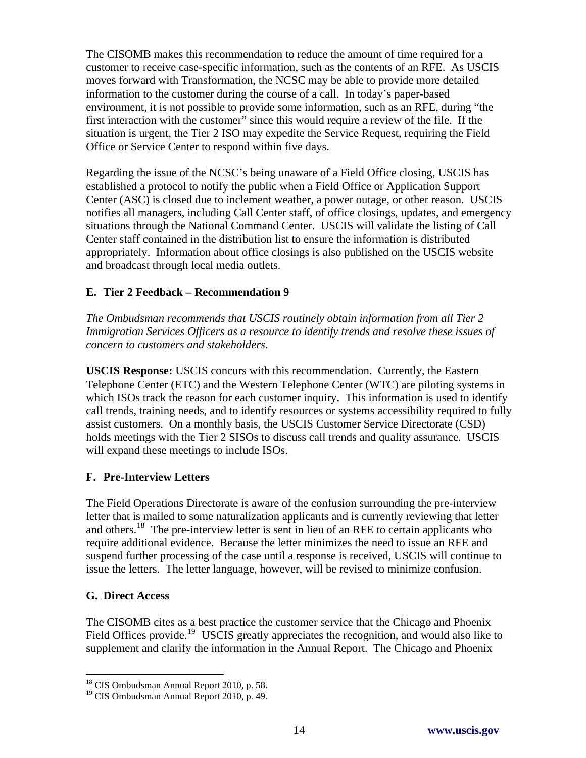The CISOMB makes this recommendation to reduce the amount of time required for a customer to receive case-specific information, such as the contents of an RFE. As USCIS moves forward with Transformation, the NCSC may be able to provide more detailed information to the customer during the course of a call. In today's paper-based environment, it is not possible to provide some information, such as an RFE, during "the first interaction with the customer" since this would require a review of the file. If the situation is urgent, the Tier 2 ISO may expedite the Service Request, requiring the Field Office or Service Center to respond within five days.

Regarding the issue of the NCSC's being unaware of a Field Office closing, USCIS has established a protocol to notify the public when a Field Office or Application Support Center (ASC) is closed due to inclement weather, a power outage, or other reason. USCIS notifies all managers, including Call Center staff, of office closings, updates, and emergency situations through the National Command Center. USCIS will validate the listing of Call Center staff contained in the distribution list to ensure the information is distributed appropriately. Information about office closings is also published on the USCIS website and broadcast through local media outlets.

### E. Tier 2 Feedback – Recommendation 9

*The Ombudsman recommends that USCIS routinely obtain information from all Tier 2 Immigration Services Officers as a resource to identify trends and resolve these issues of concern to customers and stakeholders.*

**USCIS Response:** USCIS concurs with this recommendation. Currently, the Eastern Telephone Center (ETC) and the Western Telephone Center (WTC) are piloting systems in which ISOs track the reason for each customer inquiry. This information is used to identify call trends, training needs, and to identify resources or systems accessibility required to fully assist customers. On a monthly basis, the USCIS Customer Service Directorate (CSD) holds meetings with the Tier 2 SISOs to discuss call trends and quality assurance. USCIS will expand these meetings to include ISOs.

### F. Pre-Interview Letters

The Field Operations Directorate is aware of the confusion surrounding the pre-interview letter that is mailed to some naturalization applicants and is currently reviewing that letter and others.[18] The pre-interview letter is sent in lieu of an RFE to certain applicants who require additional evidence. Because the letter minimizes the need to issue an RFE and suspend further processing of the case until a response is received, USCIS will continue to issue the letters. The letter language, however, will be revised to minimize confusion.

### G. Direct Access

The CISOMB cites as a best practice the customer service that the Chicago and Phoenix Field Offices provide.[19] USCIS greatly appreciates the recognition, and would also like to supplement and clarify the information in the Annual Report. The Chicago and Phoenix

[18] CIS Ombudsman Annual Report 2010, p. 58.
[19] CIS Ombudsman Annual Report 2010, p. 49.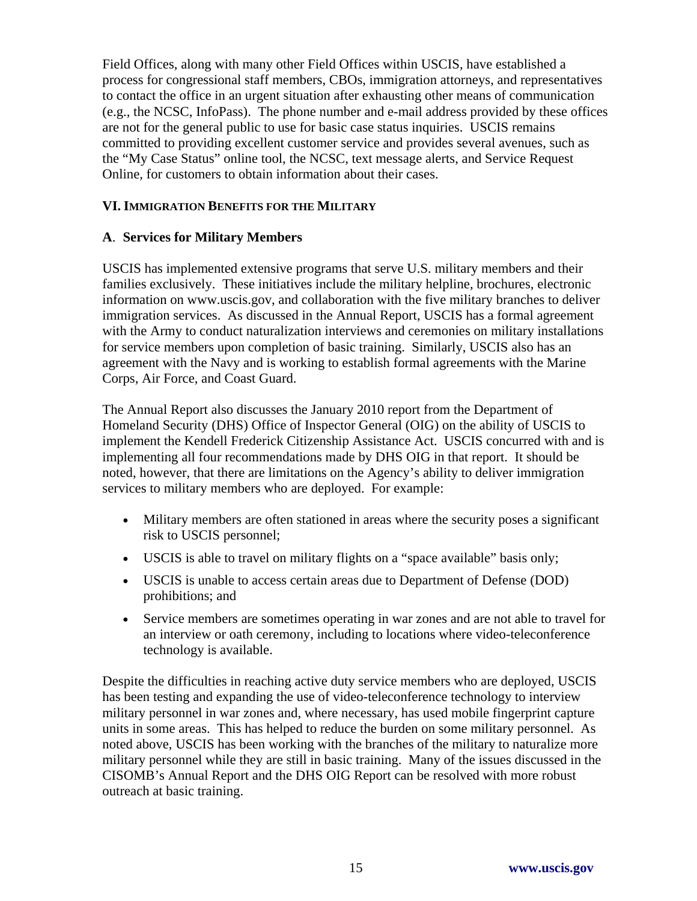Field Offices, along with many other Field Offices within USCIS, have established a process for congressional staff members, CBOs, immigration attorneys, and representatives to contact the office in an urgent situation after exhausting other means of communication (e.g., the NCSC, InfoPass). The phone number and e-mail address provided by these offices are not for the general public to use for basic case status inquiries. USCIS remains committed to providing excellent customer service and provides several avenues, such as the "My Case Status" online tool, the NCSC, text message alerts, and Service Request Online, for customers to obtain information about their cases.

## VI. Immigration Benefits for the Military

### A. Services for Military Members

USCIS has implemented extensive programs that serve U.S. military members and their families exclusively. These initiatives include the military helpline, brochures, electronic information on www.uscis.gov, and collaboration with the five military branches to deliver immigration services. As discussed in the Annual Report, USCIS has a formal agreement with the Army to conduct naturalization interviews and ceremonies on military installations for service members upon completion of basic training. Similarly, USCIS also has an agreement with the Navy and is working to establish formal agreements with the Marine Corps, Air Force, and Coast Guard.

The Annual Report also discusses the January 2010 report from the Department of Homeland Security (DHS) Office of Inspector General (OIG) on the ability of USCIS to implement the Kendell Frederick Citizenship Assistance Act. USCIS concurred with and is implementing all four recommendations made by DHS OIG in that report. It should be noted, however, that there are limitations on the Agency's ability to deliver immigration services to military members who are deployed. For example:

- Military members are often stationed in areas where the security poses a significant risk to USCIS personnel;
- USCIS is able to travel on military flights on a "space available" basis only;
- USCIS is unable to access certain areas due to Department of Defense (DOD) prohibitions; and
- Service members are sometimes operating in war zones and are not able to travel for an interview or oath ceremony, including to locations where video-teleconference technology is available.

Despite the difficulties in reaching active duty service members who are deployed, USCIS has been testing and expanding the use of video-teleconference technology to interview military personnel in war zones and, where necessary, has used mobile fingerprint capture units in some areas. This has helped to reduce the burden on some military personnel. As noted above, USCIS has been working with the branches of the military to naturalize more military personnel while they are still in basic training. Many of the issues discussed in the CISOMB's Annual Report and the DHS OIG Report can be resolved with more robust outreach at basic training.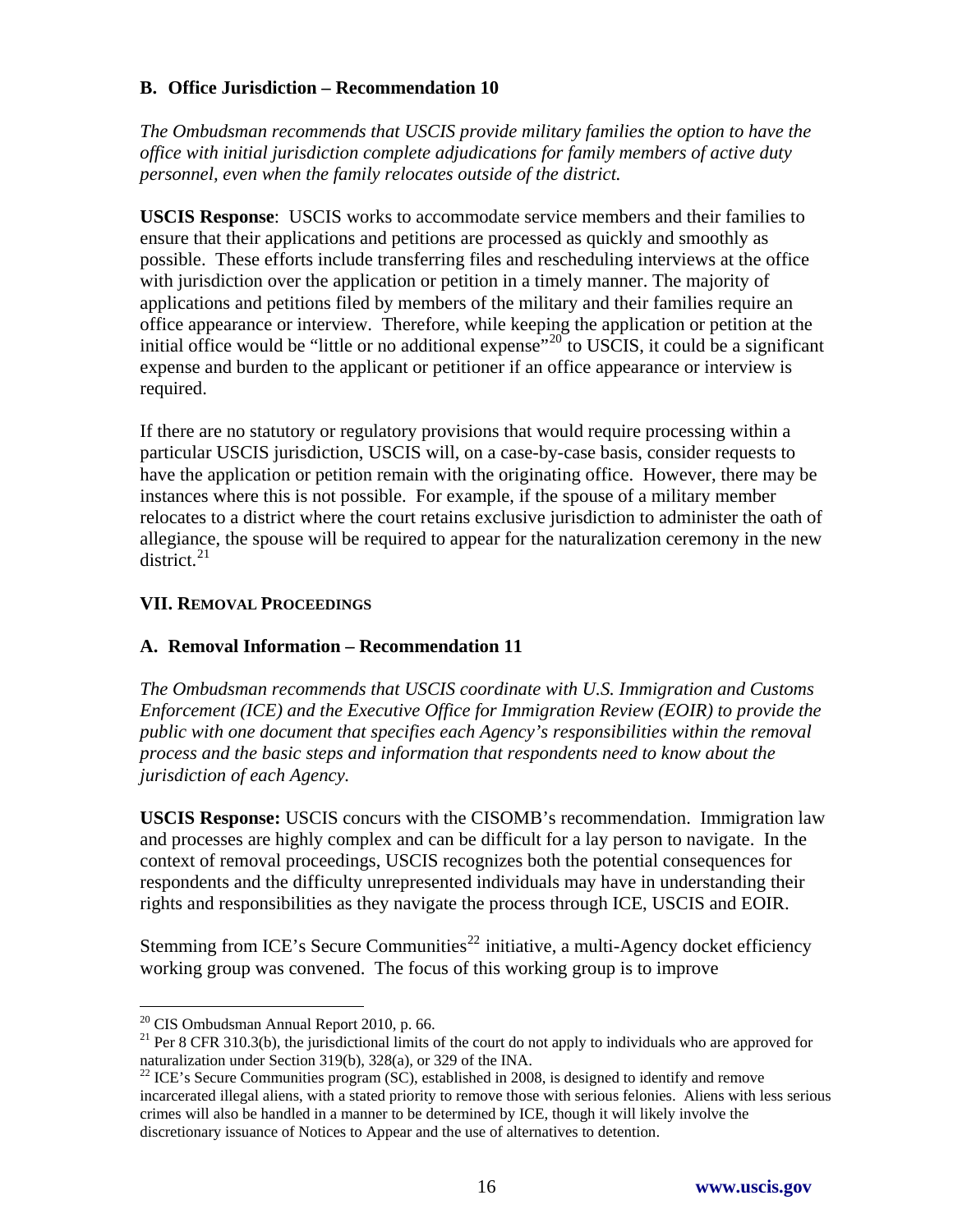### B. Office Jurisdiction – Recommendation 10

*The Ombudsman recommends that USCIS provide military families the option to have the office with initial jurisdiction complete adjudications for family members of active duty personnel, even when the family relocates outside of the district.*

**USCIS Response**: USCIS works to accommodate service members and their families to ensure that their applications and petitions are processed as quickly and smoothly as possible. These efforts include transferring files and rescheduling interviews at the office with jurisdiction over the application or petition in a timely manner. The majority of applications and petitions filed by members of the military and their families require an office appearance or interview. Therefore, while keeping the application or petition at the initial office would be "little or no additional expense"[20] to USCIS, it could be a significant expense and burden to the applicant or petitioner if an office appearance or interview is required.

If there are no statutory or regulatory provisions that would require processing within a particular USCIS jurisdiction, USCIS will, on a case-by-case basis, consider requests to have the application or petition remain with the originating office. However, there may be instances where this is not possible. For example, if the spouse of a military member relocates to a district where the court retains exclusive jurisdiction to administer the oath of allegiance, the spouse will be required to appear for the naturalization ceremony in the new district.[21]

## VII. Removal Proceedings

### A. Removal Information – Recommendation 11

*The Ombudsman recommends that USCIS coordinate with U.S. Immigration and Customs Enforcement (ICE) and the Executive Office for Immigration Review (EOIR) to provide the public with one document that specifies each Agency's responsibilities within the removal process and the basic steps and information that respondents need to know about the jurisdiction of each Agency.*

**USCIS Response:** USCIS concurs with the CISOMB's recommendation. Immigration law and processes are highly complex and can be difficult for a lay person to navigate. In the context of removal proceedings, USCIS recognizes both the potential consequences for respondents and the difficulty unrepresented individuals may have in understanding their rights and responsibilities as they navigate the process through ICE, USCIS and EOIR.

Stemming from ICE's Secure Communities[22] initiative, a multi-Agency docket efficiency working group was convened. The focus of this working group is to improve

---

[20] CIS Ombudsman Annual Report 2010, p. 66.

[21] Per 8 CFR 310.3(b), the jurisdictional limits of the court do not apply to individuals who are approved for naturalization under Section 319(b), 328(a), or 329 of the INA.

[22] ICE's Secure Communities program (SC), established in 2008, is designed to identify and remove incarcerated illegal aliens, with a stated priority to remove those with serious felonies. Aliens with less serious crimes will also be handled in a manner to be determined by ICE, though it will likely involve the discretionary issuance of Notices to Appear and the use of alternatives to detention.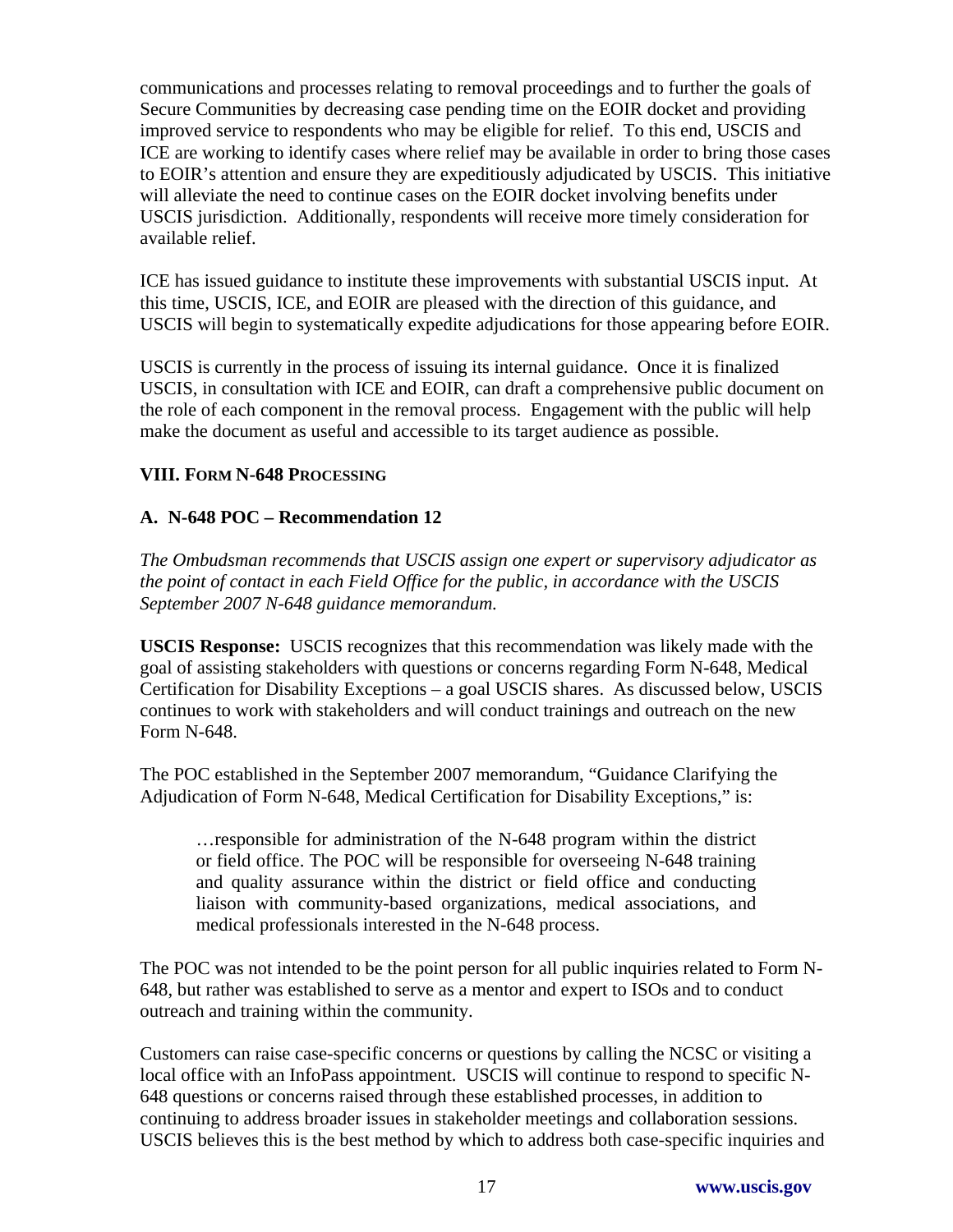communications and processes relating to removal proceedings and to further the goals of Secure Communities by decreasing case pending time on the EOIR docket and providing improved service to respondents who may be eligible for relief. To this end, USCIS and ICE are working to identify cases where relief may be available in order to bring those cases to EOIR's attention and ensure they are expeditiously adjudicated by USCIS. This initiative will alleviate the need to continue cases on the EOIR docket involving benefits under USCIS jurisdiction. Additionally, respondents will receive more timely consideration for available relief.

ICE has issued guidance to institute these improvements with substantial USCIS input. At this time, USCIS, ICE, and EOIR are pleased with the direction of this guidance, and USCIS will begin to systematically expedite adjudications for those appearing before EOIR.

USCIS is currently in the process of issuing its internal guidance. Once it is finalized USCIS, in consultation with ICE and EOIR, can draft a comprehensive public document on the role of each component in the removal process. Engagement with the public will help make the document as useful and accessible to its target audience as possible.

## VIII. FORM N-648 PROCESSING

### A. N-648 POC – Recommendation 12

*The Ombudsman recommends that USCIS assign one expert or supervisory adjudicator as the point of contact in each Field Office for the public, in accordance with the USCIS September 2007 N-648 guidance memorandum.*

**USCIS Response:** USCIS recognizes that this recommendation was likely made with the goal of assisting stakeholders with questions or concerns regarding Form N-648, Medical Certification for Disability Exceptions – a goal USCIS shares. As discussed below, USCIS continues to work with stakeholders and will conduct trainings and outreach on the new Form N-648.

The POC established in the September 2007 memorandum, "Guidance Clarifying the Adjudication of Form N-648, Medical Certification for Disability Exceptions," is:

> …responsible for administration of the N-648 program within the district or field office. The POC will be responsible for overseeing N-648 training and quality assurance within the district or field office and conducting liaison with community-based organizations, medical associations, and medical professionals interested in the N-648 process.

The POC was not intended to be the point person for all public inquiries related to Form N-648, but rather was established to serve as a mentor and expert to ISOs and to conduct outreach and training within the community.

Customers can raise case-specific concerns or questions by calling the NCSC or visiting a local office with an InfoPass appointment. USCIS will continue to respond to specific N-648 questions or concerns raised through these established processes, in addition to continuing to address broader issues in stakeholder meetings and collaboration sessions. USCIS believes this is the best method by which to address both case-specific inquiries and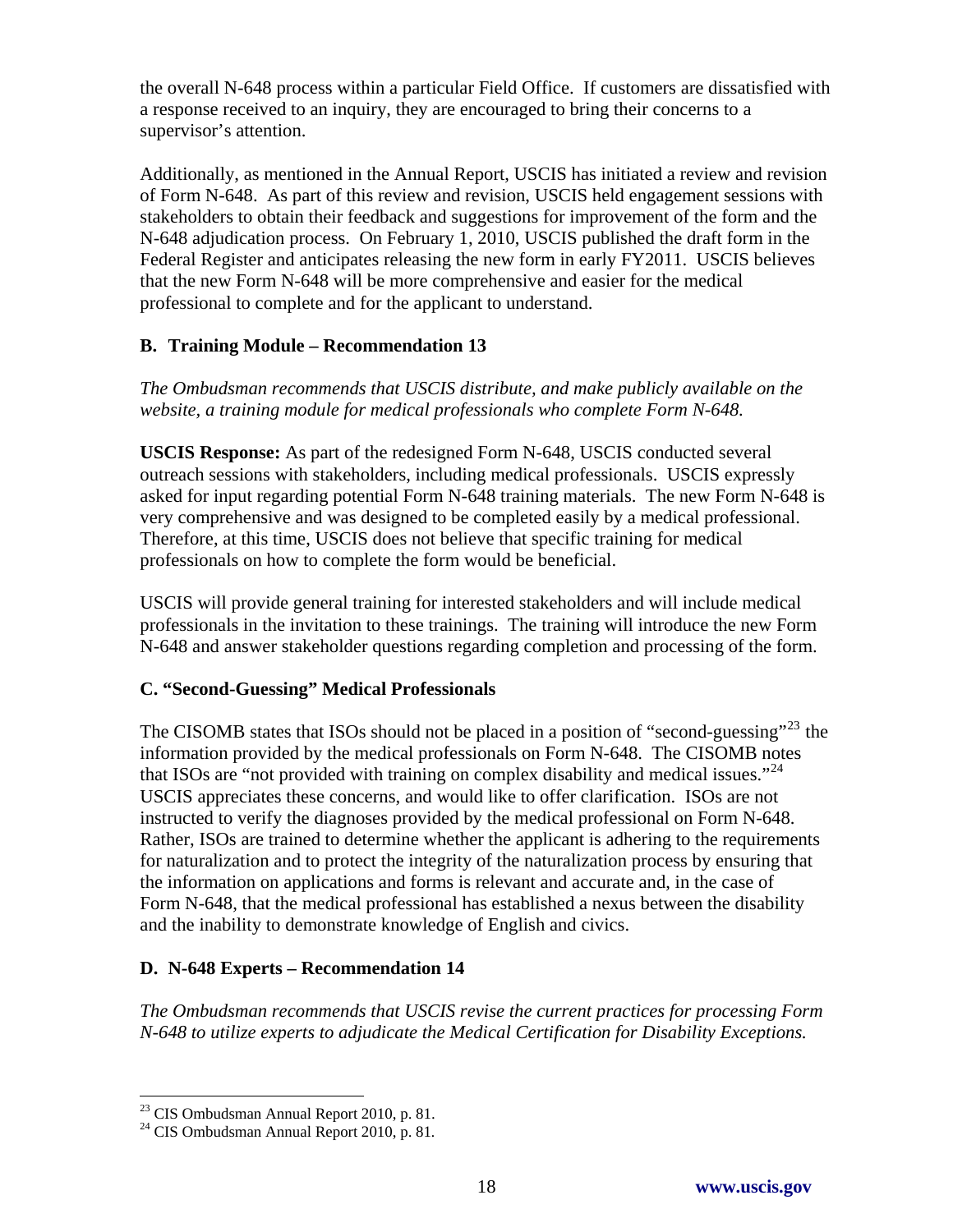the overall N-648 process within a particular Field Office. If customers are dissatisfied with a response received to an inquiry, they are encouraged to bring their concerns to a supervisor's attention.

Additionally, as mentioned in the Annual Report, USCIS has initiated a review and revision of Form N-648. As part of this review and revision, USCIS held engagement sessions with stakeholders to obtain their feedback and suggestions for improvement of the form and the N-648 adjudication process. On February 1, 2010, USCIS published the draft form in the Federal Register and anticipates releasing the new form in early FY2011. USCIS believes that the new Form N-648 will be more comprehensive and easier for the medical professional to complete and for the applicant to understand.

### B. Training Module – Recommendation 13

*The Ombudsman recommends that USCIS distribute, and make publicly available on the website, a training module for medical professionals who complete Form N-648.*

**USCIS Response:** As part of the redesigned Form N-648, USCIS conducted several outreach sessions with stakeholders, including medical professionals. USCIS expressly asked for input regarding potential Form N-648 training materials. The new Form N-648 is very comprehensive and was designed to be completed easily by a medical professional. Therefore, at this time, USCIS does not believe that specific training for medical professionals on how to complete the form would be beneficial.

USCIS will provide general training for interested stakeholders and will include medical professionals in the invitation to these trainings. The training will introduce the new Form N-648 and answer stakeholder questions regarding completion and processing of the form.

### C. "Second-Guessing" Medical Professionals

The CISOMB states that ISOs should not be placed in a position of "second-guessing"[23] the information provided by the medical professionals on Form N-648. The CISOMB notes that ISOs are "not provided with training on complex disability and medical issues."[24] USCIS appreciates these concerns, and would like to offer clarification. ISOs are not instructed to verify the diagnoses provided by the medical professional on Form N-648. Rather, ISOs are trained to determine whether the applicant is adhering to the requirements for naturalization and to protect the integrity of the naturalization process by ensuring that the information on applications and forms is relevant and accurate and, in the case of Form N-648, that the medical professional has established a nexus between the disability and the inability to demonstrate knowledge of English and civics.

### D. N-648 Experts – Recommendation 14

*The Ombudsman recommends that USCIS revise the current practices for processing Form N-648 to utilize experts to adjudicate the Medical Certification for Disability Exceptions.*

---

[23] CIS Ombudsman Annual Report 2010, p. 81.
[24] CIS Ombudsman Annual Report 2010, p. 81.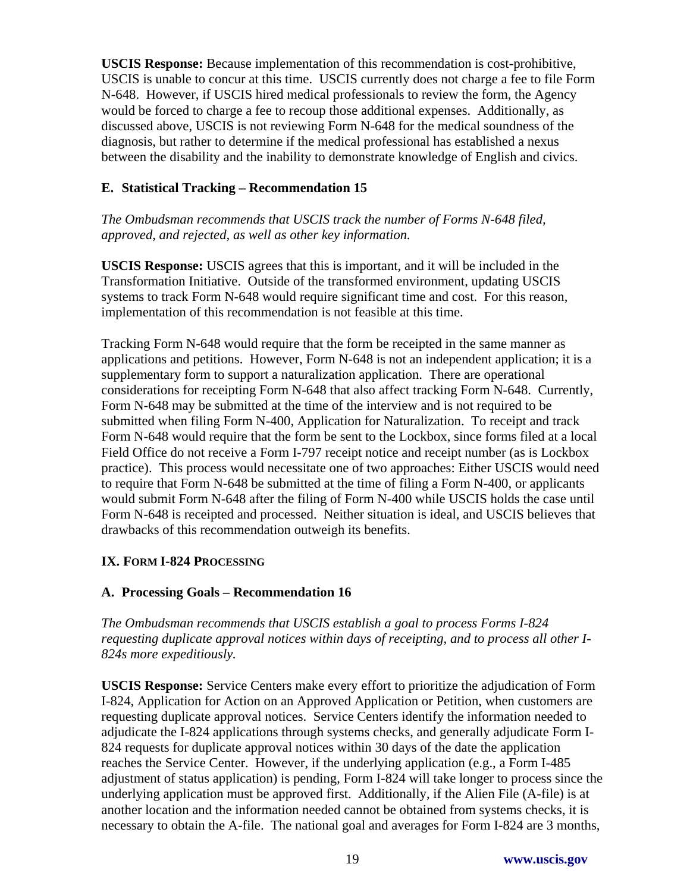**USCIS Response:** Because implementation of this recommendation is cost-prohibitive, USCIS is unable to concur at this time. USCIS currently does not charge a fee to file Form N-648. However, if USCIS hired medical professionals to review the form, the Agency would be forced to charge a fee to recoup those additional expenses. Additionally, as discussed above, USCIS is not reviewing Form N-648 for the medical soundness of the diagnosis, but rather to determine if the medical professional has established a nexus between the disability and the inability to demonstrate knowledge of English and civics.

### E. Statistical Tracking – Recommendation 15

*The Ombudsman recommends that USCIS track the number of Forms N-648 filed, approved, and rejected, as well as other key information.*

**USCIS Response:** USCIS agrees that this is important, and it will be included in the Transformation Initiative. Outside of the transformed environment, updating USCIS systems to track Form N-648 would require significant time and cost. For this reason, implementation of this recommendation is not feasible at this time.

Tracking Form N-648 would require that the form be receipted in the same manner as applications and petitions. However, Form N-648 is not an independent application; it is a supplementary form to support a naturalization application. There are operational considerations for receipting Form N-648 that also affect tracking Form N-648. Currently, Form N-648 may be submitted at the time of the interview and is not required to be submitted when filing Form N-400, Application for Naturalization. To receipt and track Form N-648 would require that the form be sent to the Lockbox, since forms filed at a local Field Office do not receive a Form I-797 receipt notice and receipt number (as is Lockbox practice). This process would necessitate one of two approaches: Either USCIS would need to require that Form N-648 be submitted at the time of filing a Form N-400, or applicants would submit Form N-648 after the filing of Form N-400 while USCIS holds the case until Form N-648 is receipted and processed. Neither situation is ideal, and USCIS believes that drawbacks of this recommendation outweigh its benefits.

## IX. Form I-824 Processing

### A. Processing Goals – Recommendation 16

*The Ombudsman recommends that USCIS establish a goal to process Forms I-824 requesting duplicate approval notices within days of receipting, and to process all other I-824s more expeditiously.*

**USCIS Response:** Service Centers make every effort to prioritize the adjudication of Form I-824, Application for Action on an Approved Application or Petition, when customers are requesting duplicate approval notices. Service Centers identify the information needed to adjudicate the I-824 applications through systems checks, and generally adjudicate Form I-824 requests for duplicate approval notices within 30 days of the date the application reaches the Service Center. However, if the underlying application (e.g., a Form I-485 adjustment of status application) is pending, Form I-824 will take longer to process since the underlying application must be approved first. Additionally, if the Alien File (A-file) is at another location and the information needed cannot be obtained from systems checks, it is necessary to obtain the A-file. The national goal and averages for Form I-824 are 3 months,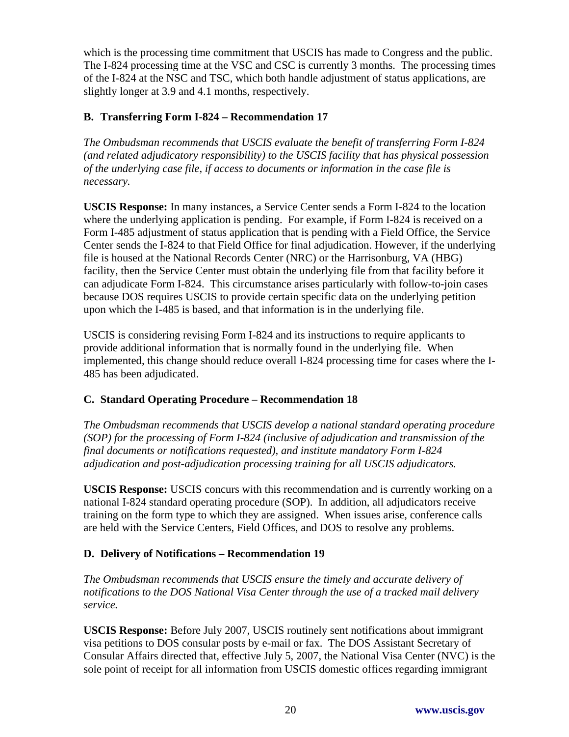which is the processing time commitment that USCIS has made to Congress and the public. The I-824 processing time at the VSC and CSC is currently 3 months. The processing times of the I-824 at the NSC and TSC, which both handle adjustment of status applications, are slightly longer at 3.9 and 4.1 months, respectively.

### B. Transferring Form I-824 – Recommendation 17

*The Ombudsman recommends that USCIS evaluate the benefit of transferring Form I-824 (and related adjudicatory responsibility) to the USCIS facility that has physical possession of the underlying case file, if access to documents or information in the case file is necessary.*

**USCIS Response:** In many instances, a Service Center sends a Form I-824 to the location where the underlying application is pending. For example, if Form I-824 is received on a Form I-485 adjustment of status application that is pending with a Field Office, the Service Center sends the I-824 to that Field Office for final adjudication. However, if the underlying file is housed at the National Records Center (NRC) or the Harrisonburg, VA (HBG) facility, then the Service Center must obtain the underlying file from that facility before it can adjudicate Form I-824. This circumstance arises particularly with follow-to-join cases because DOS requires USCIS to provide certain specific data on the underlying petition upon which the I-485 is based, and that information is in the underlying file.

USCIS is considering revising Form I-824 and its instructions to require applicants to provide additional information that is normally found in the underlying file. When implemented, this change should reduce overall I-824 processing time for cases where the I-485 has been adjudicated.

### C. Standard Operating Procedure – Recommendation 18

*The Ombudsman recommends that USCIS develop a national standard operating procedure (SOP) for the processing of Form I-824 (inclusive of adjudication and transmission of the final documents or notifications requested), and institute mandatory Form I-824 adjudication and post-adjudication processing training for all USCIS adjudicators.*

**USCIS Response:** USCIS concurs with this recommendation and is currently working on a national I-824 standard operating procedure (SOP). In addition, all adjudicators receive training on the form type to which they are assigned. When issues arise, conference calls are held with the Service Centers, Field Offices, and DOS to resolve any problems.

### D. Delivery of Notifications – Recommendation 19

*The Ombudsman recommends that USCIS ensure the timely and accurate delivery of notifications to the DOS National Visa Center through the use of a tracked mail delivery service.*

**USCIS Response:** Before July 2007, USCIS routinely sent notifications about immigrant visa petitions to DOS consular posts by e-mail or fax. The DOS Assistant Secretary of Consular Affairs directed that, effective July 5, 2007, the National Visa Center (NVC) is the sole point of receipt for all information from USCIS domestic offices regarding immigrant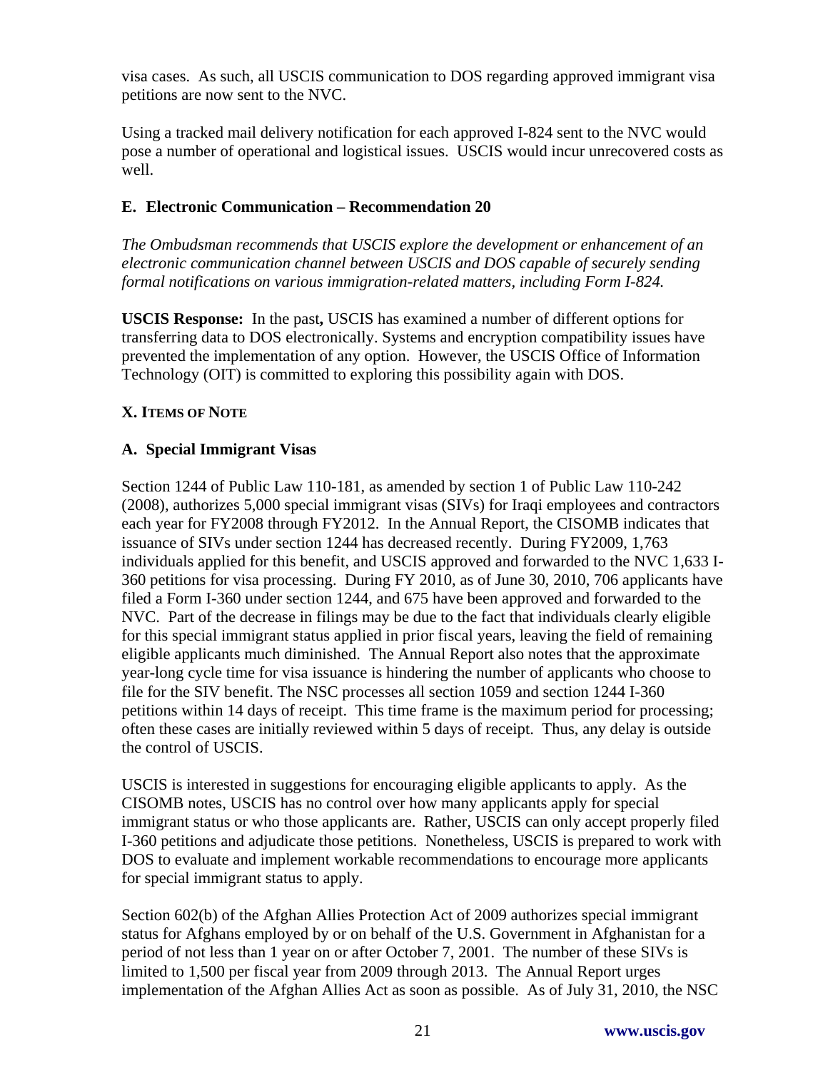visa cases. As such, all USCIS communication to DOS regarding approved immigrant visa petitions are now sent to the NVC.

Using a tracked mail delivery notification for each approved I-824 sent to the NVC would pose a number of operational and logistical issues. USCIS would incur unrecovered costs as well.

### E. Electronic Communication – Recommendation 20

*The Ombudsman recommends that USCIS explore the development or enhancement of an electronic communication channel between USCIS and DOS capable of securely sending formal notifications on various immigration-related matters, including Form I-824.*

**USCIS Response:** In the past**,** USCIS has examined a number of different options for transferring data to DOS electronically. Systems and encryption compatibility issues have prevented the implementation of any option. However, the USCIS Office of Information Technology (OIT) is committed to exploring this possibility again with DOS.

## X. Items of Note

### A. Special Immigrant Visas

Section 1244 of Public Law 110-181, as amended by section 1 of Public Law 110-242 (2008), authorizes 5,000 special immigrant visas (SIVs) for Iraqi employees and contractors each year for FY2008 through FY2012. In the Annual Report, the CISOMB indicates that issuance of SIVs under section 1244 has decreased recently. During FY2009, 1,763 individuals applied for this benefit, and USCIS approved and forwarded to the NVC 1,633 I-360 petitions for visa processing. During FY 2010, as of June 30, 2010, 706 applicants have filed a Form I-360 under section 1244, and 675 have been approved and forwarded to the NVC. Part of the decrease in filings may be due to the fact that individuals clearly eligible for this special immigrant status applied in prior fiscal years, leaving the field of remaining eligible applicants much diminished. The Annual Report also notes that the approximate year-long cycle time for visa issuance is hindering the number of applicants who choose to file for the SIV benefit. The NSC processes all section 1059 and section 1244 I-360 petitions within 14 days of receipt. This time frame is the maximum period for processing; often these cases are initially reviewed within 5 days of receipt. Thus, any delay is outside the control of USCIS.

USCIS is interested in suggestions for encouraging eligible applicants to apply. As the CISOMB notes, USCIS has no control over how many applicants apply for special immigrant status or who those applicants are. Rather, USCIS can only accept properly filed I-360 petitions and adjudicate those petitions. Nonetheless, USCIS is prepared to work with DOS to evaluate and implement workable recommendations to encourage more applicants for special immigrant status to apply.

Section 602(b) of the Afghan Allies Protection Act of 2009 authorizes special immigrant status for Afghans employed by or on behalf of the U.S. Government in Afghanistan for a period of not less than 1 year on or after October 7, 2001. The number of these SIVs is limited to 1,500 per fiscal year from 2009 through 2013. The Annual Report urges implementation of the Afghan Allies Act as soon as possible. As of July 31, 2010, the NSC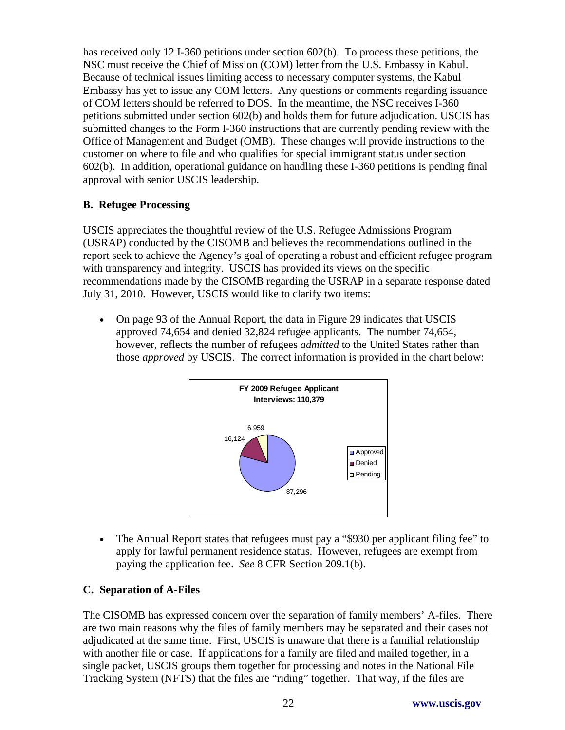has received only 12 I-360 petitions under section 602(b). To process these petitions, the NSC must receive the Chief of Mission (COM) letter from the U.S. Embassy in Kabul. Because of technical issues limiting access to necessary computer systems, the Kabul Embassy has yet to issue any COM letters. Any questions or comments regarding issuance of COM letters should be referred to DOS. In the meantime, the NSC receives I-360 petitions submitted under section 602(b) and holds them for future adjudication. USCIS has submitted changes to the Form I-360 instructions that are currently pending review with the Office of Management and Budget (OMB). These changes will provide instructions to the customer on where to file and who qualifies for special immigrant status under section 602(b). In addition, operational guidance on handling these I-360 petitions is pending final approval with senior USCIS leadership.

### B. Refugee Processing

USCIS appreciates the thoughtful review of the U.S. Refugee Admissions Program (USRAP) conducted by the CISOMB and believes the recommendations outlined in the report seek to achieve the Agency's goal of operating a robust and efficient refugee program with transparency and integrity. USCIS has provided its views on the specific recommendations made by the CISOMB regarding the USRAP in a separate response dated July 31, 2010. However, USCIS would like to clarify two items:

- On page 93 of the Annual Report, the data in Figure 29 indicates that USCIS approved 74,654 and denied 32,824 refugee applicants. The number 74,654, however, reflects the number of refugees *admitted* to the United States rather than those *approved* by USCIS. The correct information is provided in the chart below:

**FY 2009 Refugee Applicant Interviews: 110,379**

| Status | Number |
| --- | --- |
| Approved | 87,296 |
| Denied | 16,124 |
| Pending | 6,959 |

- The Annual Report states that refugees must pay a "$930 per applicant filing fee" to apply for lawful permanent residence status. However, refugees are exempt from paying the application fee. *See* 8 CFR Section 209.1(b).

### C. Separation of A-Files

The CISOMB has expressed concern over the separation of family members' A-files. There are two main reasons why the files of family members may be separated and their cases not adjudicated at the same time. First, USCIS is unaware that there is a familial relationship with another file or case. If applications for a family are filed and mailed together, in a single packet, USCIS groups them together for processing and notes in the National File Tracking System (NFTS) that the files are "riding" together. That way, if the files are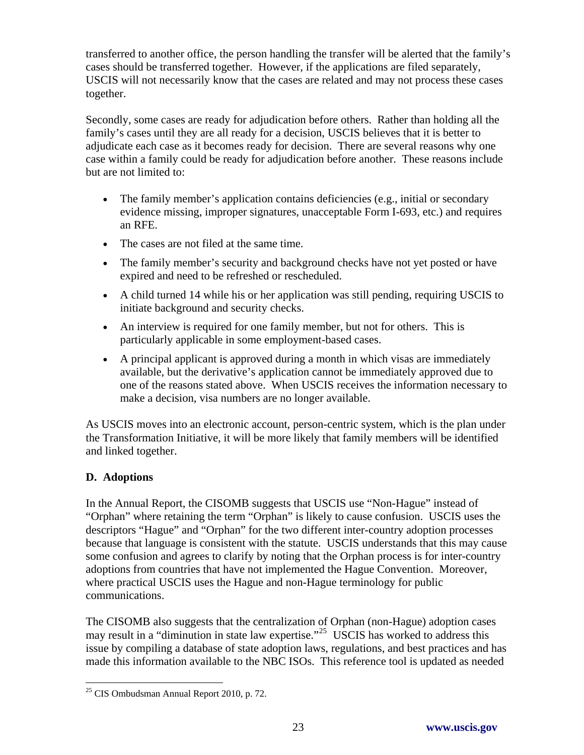transferred to another office, the person handling the transfer will be alerted that the family's cases should be transferred together. However, if the applications are filed separately, USCIS will not necessarily know that the cases are related and may not process these cases together.

Secondly, some cases are ready for adjudication before others. Rather than holding all the family's cases until they are all ready for a decision, USCIS believes that it is better to adjudicate each case as it becomes ready for decision. There are several reasons why one case within a family could be ready for adjudication before another. These reasons include but are not limited to:

- The family member's application contains deficiencies (e.g., initial or secondary evidence missing, improper signatures, unacceptable Form I-693, etc.) and requires an RFE.
- The cases are not filed at the same time.
- The family member's security and background checks have not yet posted or have expired and need to be refreshed or rescheduled.
- A child turned 14 while his or her application was still pending, requiring USCIS to initiate background and security checks.
- An interview is required for one family member, but not for others. This is particularly applicable in some employment-based cases.
- A principal applicant is approved during a month in which visas are immediately available, but the derivative's application cannot be immediately approved due to one of the reasons stated above. When USCIS receives the information necessary to make a decision, visa numbers are no longer available.

As USCIS moves into an electronic account, person-centric system, which is the plan under the Transformation Initiative, it will be more likely that family members will be identified and linked together.

### D. Adoptions

In the Annual Report, the CISOMB suggests that USCIS use "Non-Hague" instead of "Orphan" where retaining the term "Orphan" is likely to cause confusion. USCIS uses the descriptors "Hague" and "Orphan" for the two different inter-country adoption processes because that language is consistent with the statute. USCIS understands that this may cause some confusion and agrees to clarify by noting that the Orphan process is for inter-country adoptions from countries that have not implemented the Hague Convention. Moreover, where practical USCIS uses the Hague and non-Hague terminology for public communications.

The CISOMB also suggests that the centralization of Orphan (non-Hague) adoption cases may result in a "diminution in state law expertise."[25] USCIS has worked to address this issue by compiling a database of state adoption laws, regulations, and best practices and has made this information available to the NBC ISOs. This reference tool is updated as needed

[25] CIS Ombudsman Annual Report 2010, p. 72.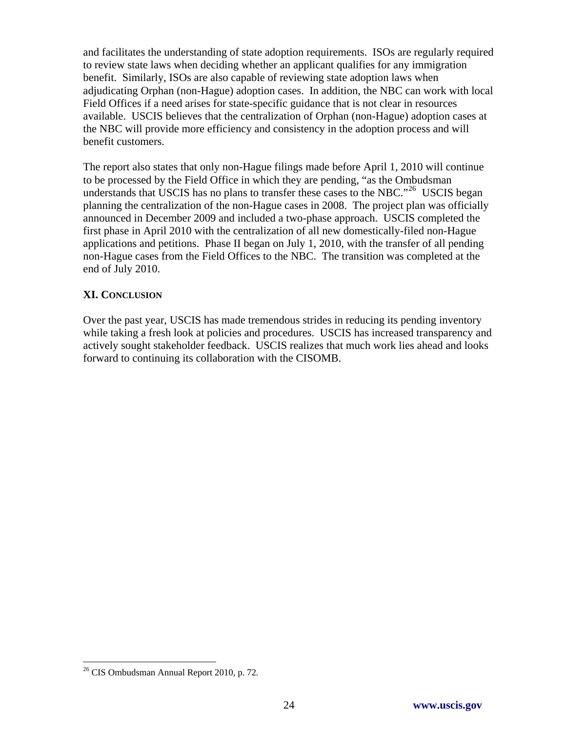and facilitates the understanding of state adoption requirements. ISOs are regularly required to review state laws when deciding whether an applicant qualifies for any immigration benefit. Similarly, ISOs are also capable of reviewing state adoption laws when adjudicating Orphan (non-Hague) adoption cases. In addition, the NBC can work with local Field Offices if a need arises for state-specific guidance that is not clear in resources available. USCIS believes that the centralization of Orphan (non-Hague) adoption cases at the NBC will provide more efficiency and consistency in the adoption process and will benefit customers.

The report also states that only non-Hague filings made before April 1, 2010 will continue to be processed by the Field Office in which they are pending, "as the Ombudsman understands that USCIS has no plans to transfer these cases to the NBC."[26] USCIS began planning the centralization of the non-Hague cases in 2008. The project plan was officially announced in December 2009 and included a two-phase approach. USCIS completed the first phase in April 2010 with the centralization of all new domestically-filed non-Hague applications and petitions. Phase II began on July 1, 2010, with the transfer of all pending non-Hague cases from the Field Offices to the NBC. The transition was completed at the end of July 2010.

## XI. Conclusion

Over the past year, USCIS has made tremendous strides in reducing its pending inventory while taking a fresh look at policies and procedures. USCIS has increased transparency and actively sought stakeholder feedback. USCIS realizes that much work lies ahead and looks forward to continuing its collaboration with the CISOMB.

[26] CIS Ombudsman Annual Report 2010, p. 72.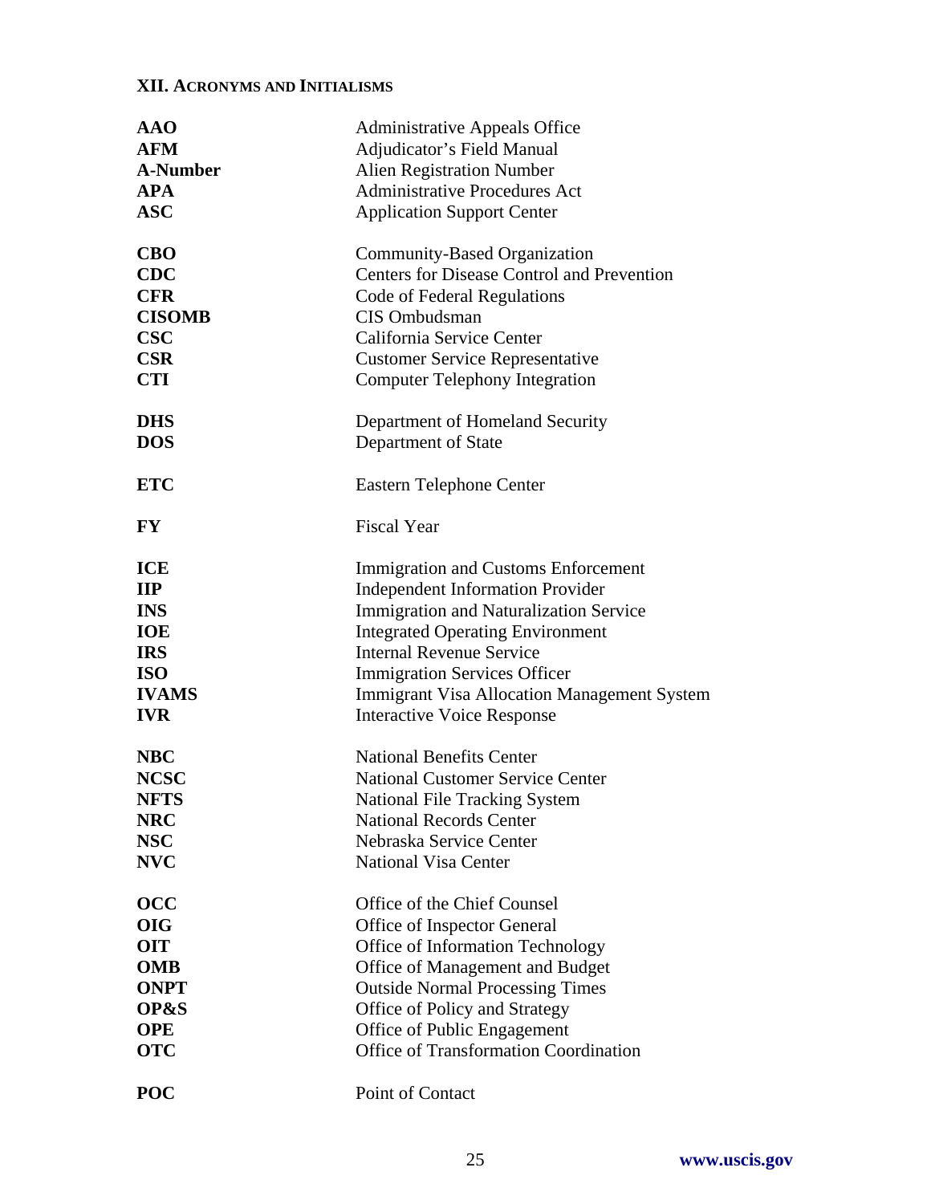## XII. Acronyms and Initialisms

| | |
|---|---|
| **AAO** | Administrative Appeals Office |
| **AFM** | Adjudicator's Field Manual |
| **A-Number** | Alien Registration Number |
| **APA** | Administrative Procedures Act |
| **ASC** | Application Support Center |
| **CBO** | Community-Based Organization |
| **CDC** | Centers for Disease Control and Prevention |
| **CFR** | Code of Federal Regulations |
| **CISOMB** | CIS Ombudsman |
| **CSC** | California Service Center |
| **CSR** | Customer Service Representative |
| **CTI** | Computer Telephony Integration |
| **DHS** | Department of Homeland Security |
| **DOS** | Department of State |
| **ETC** | Eastern Telephone Center |
| **FY** | Fiscal Year |
| **ICE** | Immigration and Customs Enforcement |
| **IIP** | Independent Information Provider |
| **INS** | Immigration and Naturalization Service |
| **IOE** | Integrated Operating Environment |
| **IRS** | Internal Revenue Service |
| **ISO** | Immigration Services Officer |
| **IVAMS** | Immigrant Visa Allocation Management System |
| **IVR** | Interactive Voice Response |
| **NBC** | National Benefits Center |
| **NCSC** | National Customer Service Center |
| **NFTS** | National File Tracking System |
| **NRC** | National Records Center |
| **NSC** | Nebraska Service Center |
| **NVC** | National Visa Center |
| **OCC** | Office of the Chief Counsel |
| **OIG** | Office of Inspector General |
| **OIT** | Office of Information Technology |
| **OMB** | Office of Management and Budget |
| **ONPT** | Outside Normal Processing Times |
| **OP&S** | Office of Policy and Strategy |
| **OPE** | Office of Public Engagement |
| **OTC** | Office of Transformation Coordination |
| **POC** | Point of Contact |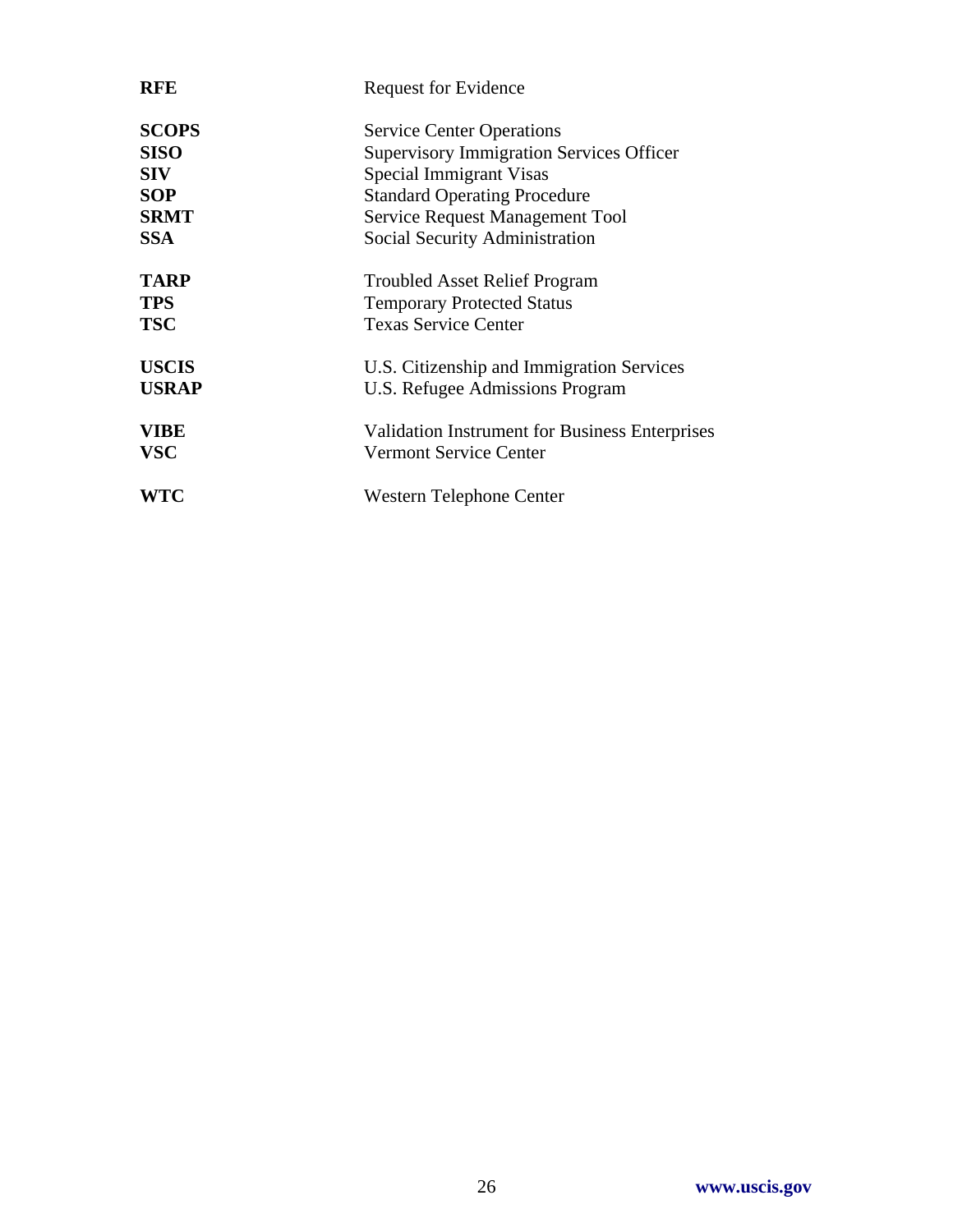| | |
|---|---|
| **RFE** | Request for Evidence |
| **SCOPS** | Service Center Operations |
| **SISO** | Supervisory Immigration Services Officer |
| **SIV** | Special Immigrant Visas |
| **SOP** | Standard Operating Procedure |
| **SRMT** | Service Request Management Tool |
| **SSA** | Social Security Administration |
| **TARP** | Troubled Asset Relief Program |
| **TPS** | Temporary Protected Status |
| **TSC** | Texas Service Center |
| **USCIS** | U.S. Citizenship and Immigration Services |
| **USRAP** | U.S. Refugee Admissions Program |
| **VIBE** | Validation Instrument for Business Enterprises |
| **VSC** | Vermont Service Center |
| **WTC** | Western Telephone Center |